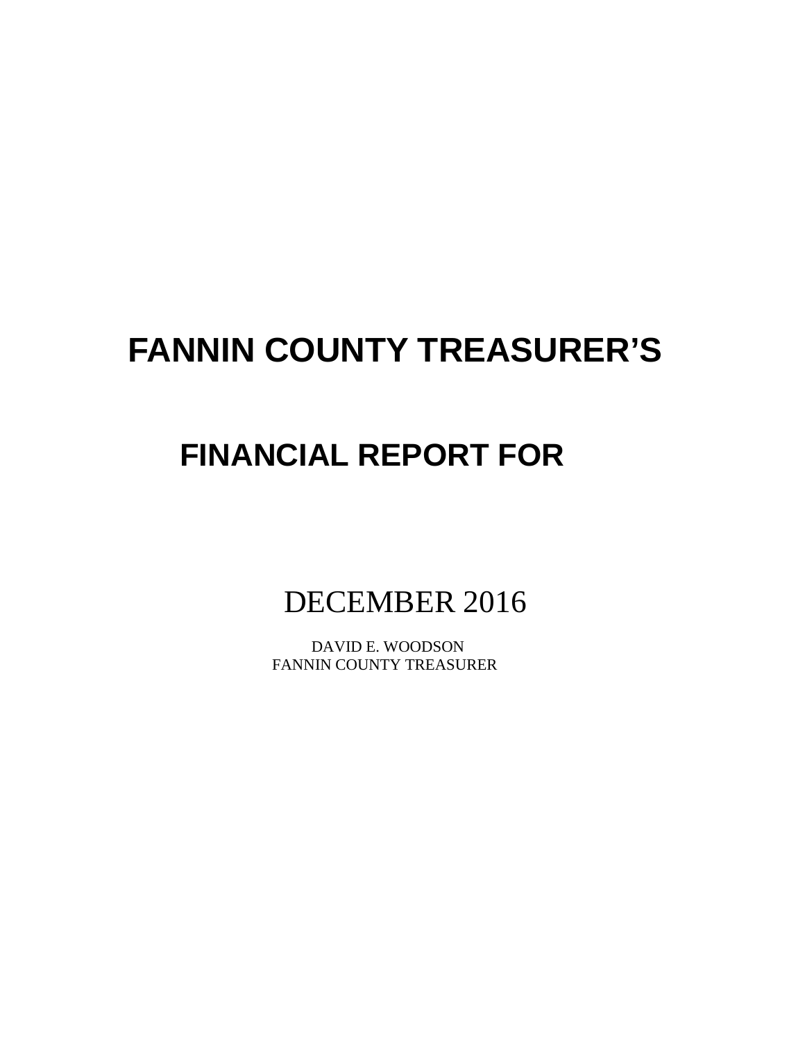# FANNIN COUNTY TREASURER'S

# FINANCIAL REPORT FOR

## DECEMBER 2016

DAVID E. WOODSON
FANNIN COUNTY TREASURER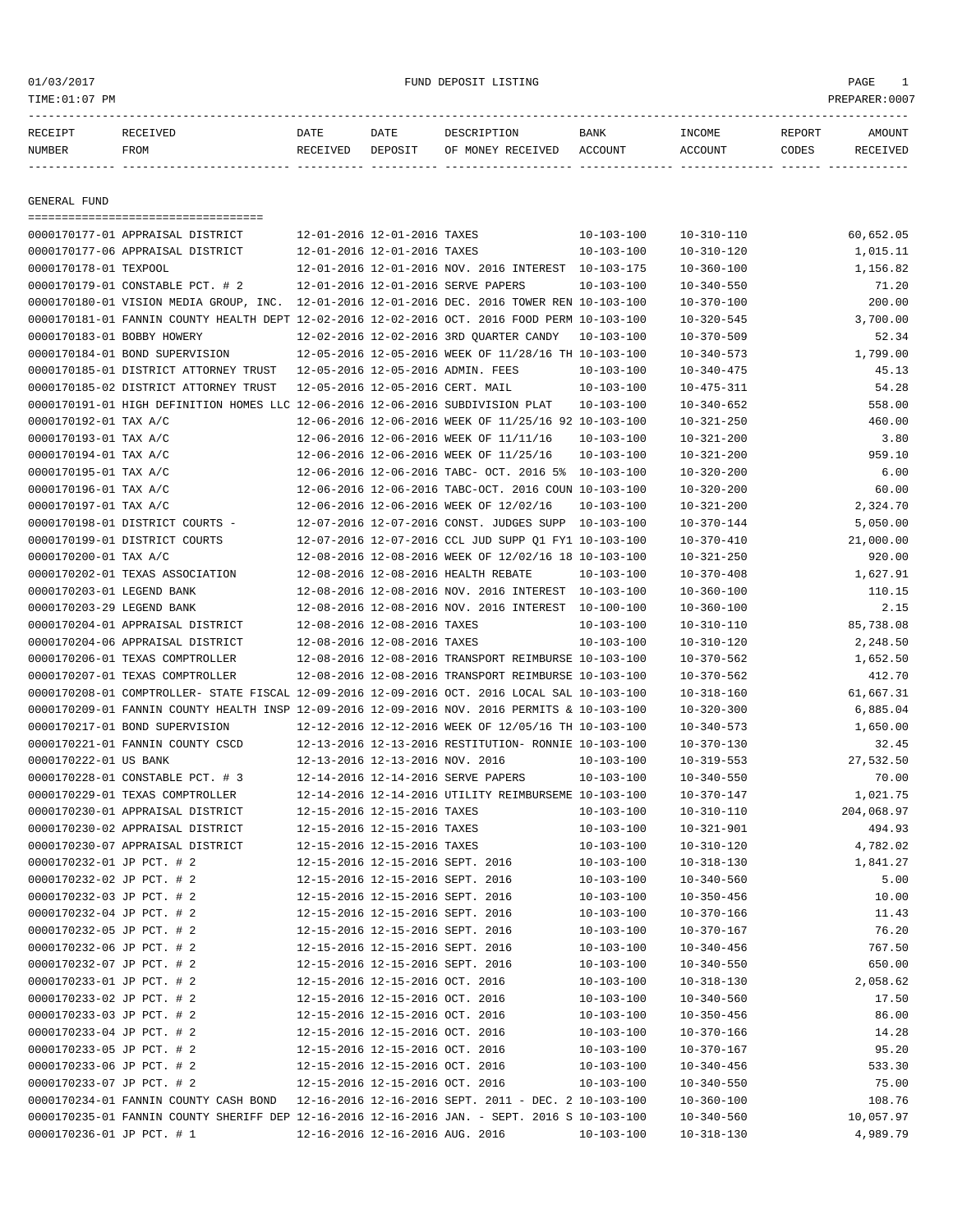| RECEIPT NUMBER | RECEIVED FROM | DATE RECEIVED | DATE DEPOSIT | DESCRIPTION OF MONEY RECEIVED | BANK ACCOUNT | INCOME ACCOUNT | REPORT CODES | AMOUNT RECEIVED |
|---|---|---|---|---|---|---|---|---|

## GENERAL FUND

| RECEIPT NUMBER | RECEIVED FROM | DATE RECEIVED | DATE DEPOSIT | DESCRIPTION OF MONEY RECEIVED | BANK ACCOUNT | INCOME ACCOUNT | REPORT CODES | AMOUNT RECEIVED |
|---|---|---|---|---|---|---|---|---|
| 0000170177-01 | APPRAISAL DISTRICT | 12-01-2016 | 12-01-2016 | TAXES | 10-103-100 | 10-310-110 | | 60,652.05 |
| 0000170177-06 | APPRAISAL DISTRICT | 12-01-2016 | 12-01-2016 | TAXES | 10-103-100 | 10-310-120 | | 1,015.11 |
| 0000170178-01 | TEXPOOL | 12-01-2016 | 12-01-2016 | NOV. 2016 INTEREST | 10-103-175 | 10-360-100 | | 1,156.82 |
| 0000170179-01 | CONSTABLE PCT. # 2 | 12-01-2016 | 12-01-2016 | SERVE PAPERS | 10-103-100 | 10-340-550 | | 71.20 |
| 0000170180-01 | VISION MEDIA GROUP, INC. | 12-01-2016 | 12-01-2016 | DEC. 2016 TOWER REN | 10-103-100 | 10-370-100 | | 200.00 |
| 0000170181-01 | FANNIN COUNTY HEALTH DEPT | 12-02-2016 | 12-02-2016 | OCT. 2016 FOOD PERM | 10-103-100 | 10-320-545 | | 3,700.00 |
| 0000170183-01 | BOBBY HOWERY | 12-02-2016 | 12-02-2016 | 3RD QUARTER CANDY | 10-103-100 | 10-370-509 | | 52.34 |
| 0000170184-01 | BOND SUPERVISION | 12-05-2016 | 12-05-2016 | WEEK OF 11/28/16 TH | 10-103-100 | 10-340-573 | | 1,799.00 |
| 0000170185-01 | DISTRICT ATTORNEY TRUST | 12-05-2016 | 12-05-2016 | ADMIN. FEES | 10-103-100 | 10-340-475 | | 45.13 |
| 0000170185-02 | DISTRICT ATTORNEY TRUST | 12-05-2016 | 12-05-2016 | CERT. MAIL | 10-103-100 | 10-475-311 | | 54.28 |
| 0000170191-01 | HIGH DEFINITION HOMES LLC | 12-06-2016 | 12-06-2016 | SUBDIVISION PLAT | 10-103-100 | 10-340-652 | | 558.00 |
| 0000170192-01 | TAX A/C | 12-06-2016 | 12-06-2016 | WEEK OF 11/25/16 92 | 10-103-100 | 10-321-250 | | 460.00 |
| 0000170193-01 | TAX A/C | 12-06-2016 | 12-06-2016 | WEEK OF 11/11/16 | 10-103-100 | 10-321-200 | | 3.80 |
| 0000170194-01 | TAX A/C | 12-06-2016 | 12-06-2016 | WEEK OF 11/25/16 | 10-103-100 | 10-321-200 | | 959.10 |
| 0000170195-01 | TAX A/C | 12-06-2016 | 12-06-2016 | TABC- OCT. 2016 5% | 10-103-100 | 10-320-200 | | 6.00 |
| 0000170196-01 | TAX A/C | 12-06-2016 | 12-06-2016 | TABC-OCT. 2016 COUN | 10-103-100 | 10-320-200 | | 60.00 |
| 0000170197-01 | TAX A/C | 12-06-2016 | 12-06-2016 | WEEK OF 12/02/16 | 10-103-100 | 10-321-200 | | 2,324.70 |
| 0000170198-01 | DISTRICT COURTS - | 12-07-2016 | 12-07-2016 | CONST. JUDGES SUPP | 10-103-100 | 10-370-144 | | 5,050.00 |
| 0000170199-01 | DISTRICT COURTS | 12-07-2016 | 12-07-2016 | CCL JUD SUPP Q1 FY1 | 10-103-100 | 10-370-410 | | 21,000.00 |
| 0000170200-01 | TAX A/C | 12-08-2016 | 12-08-2016 | WEEK OF 12/02/16 18 | 10-103-100 | 10-321-250 | | 920.00 |
| 0000170202-01 | TEXAS ASSOCIATION | 12-08-2016 | 12-08-2016 | HEALTH REBATE | 10-103-100 | 10-370-408 | | 1,627.91 |
| 0000170203-01 | LEGEND BANK | 12-08-2016 | 12-08-2016 | NOV. 2016 INTEREST | 10-103-100 | 10-360-100 | | 110.15 |
| 0000170203-29 | LEGEND BANK | 12-08-2016 | 12-08-2016 | NOV. 2016 INTEREST | 10-100-100 | 10-360-100 | | 2.15 |
| 0000170204-01 | APPRAISAL DISTRICT | 12-08-2016 | 12-08-2016 | TAXES | 10-103-100 | 10-310-110 | | 85,738.08 |
| 0000170204-06 | APPRAISAL DISTRICT | 12-08-2016 | 12-08-2016 | TAXES | 10-103-100 | 10-310-120 | | 2,248.50 |
| 0000170206-01 | TEXAS COMPTROLLER | 12-08-2016 | 12-08-2016 | TRANSPORT REIMBURSE | 10-103-100 | 10-370-562 | | 1,652.50 |
| 0000170207-01 | TEXAS COMPTROLLER | 12-08-2016 | 12-08-2016 | TRANSPORT REIMBURSE | 10-103-100 | 10-370-562 | | 412.70 |
| 0000170208-01 | COMPTROLLER- STATE FISCAL | 12-09-2016 | 12-09-2016 | OCT. 2016 LOCAL SAL | 10-103-100 | 10-318-160 | | 61,667.31 |
| 0000170209-01 | FANNIN COUNTY HEALTH INSP | 12-09-2016 | 12-09-2016 | NOV. 2016 PERMITS & | 10-103-100 | 10-320-300 | | 6,885.04 |
| 0000170217-01 | BOND SUPERVISION | 12-12-2016 | 12-12-2016 | WEEK OF 12/05/16 TH | 10-103-100 | 10-340-573 | | 1,650.00 |
| 0000170221-01 | FANNIN COUNTY CSCD | 12-13-2016 | 12-13-2016 | RESTITUTION- RONNIE | 10-103-100 | 10-370-130 | | 32.45 |
| 0000170222-01 | US BANK | 12-13-2016 | 12-13-2016 | NOV. 2016 | 10-103-100 | 10-319-553 | | 27,532.50 |
| 0000170228-01 | CONSTABLE PCT. # 3 | 12-14-2016 | 12-14-2016 | SERVE PAPERS | 10-103-100 | 10-340-550 | | 70.00 |
| 0000170229-01 | TEXAS COMPTROLLER | 12-14-2016 | 12-14-2016 | UTILITY REIMBURSEME | 10-103-100 | 10-370-147 | | 1,021.75 |
| 0000170230-01 | APPRAISAL DISTRICT | 12-15-2016 | 12-15-2016 | TAXES | 10-103-100 | 10-310-110 | | 204,068.97 |
| 0000170230-02 | APPRAISAL DISTRICT | 12-15-2016 | 12-15-2016 | TAXES | 10-103-100 | 10-321-901 | | 494.93 |
| 0000170230-07 | APPRAISAL DISTRICT | 12-15-2016 | 12-15-2016 | TAXES | 10-103-100 | 10-310-120 | | 4,782.02 |
| 0000170232-01 | JP PCT. # 2 | 12-15-2016 | 12-15-2016 | SEPT. 2016 | 10-103-100 | 10-318-130 | | 1,841.27 |
| 0000170232-02 | JP PCT. # 2 | 12-15-2016 | 12-15-2016 | SEPT. 2016 | 10-103-100 | 10-340-560 | | 5.00 |
| 0000170232-03 | JP PCT. # 2 | 12-15-2016 | 12-15-2016 | SEPT. 2016 | 10-103-100 | 10-350-456 | | 10.00 |
| 0000170232-04 | JP PCT. # 2 | 12-15-2016 | 12-15-2016 | SEPT. 2016 | 10-103-100 | 10-370-166 | | 11.43 |
| 0000170232-05 | JP PCT. # 2 | 12-15-2016 | 12-15-2016 | SEPT. 2016 | 10-103-100 | 10-370-167 | | 76.20 |
| 0000170232-06 | JP PCT. # 2 | 12-15-2016 | 12-15-2016 | SEPT. 2016 | 10-103-100 | 10-340-456 | | 767.50 |
| 0000170232-07 | JP PCT. # 2 | 12-15-2016 | 12-15-2016 | SEPT. 2016 | 10-103-100 | 10-340-550 | | 650.00 |
| 0000170233-01 | JP PCT. # 2 | 12-15-2016 | 12-15-2016 | OCT. 2016 | 10-103-100 | 10-318-130 | | 2,058.62 |
| 0000170233-02 | JP PCT. # 2 | 12-15-2016 | 12-15-2016 | OCT. 2016 | 10-103-100 | 10-340-560 | | 17.50 |
| 0000170233-03 | JP PCT. # 2 | 12-15-2016 | 12-15-2016 | OCT. 2016 | 10-103-100 | 10-350-456 | | 86.00 |
| 0000170233-04 | JP PCT. # 2 | 12-15-2016 | 12-15-2016 | OCT. 2016 | 10-103-100 | 10-370-166 | | 14.28 |
| 0000170233-05 | JP PCT. # 2 | 12-15-2016 | 12-15-2016 | OCT. 2016 | 10-103-100 | 10-370-167 | | 95.20 |
| 0000170233-06 | JP PCT. # 2 | 12-15-2016 | 12-15-2016 | OCT. 2016 | 10-103-100 | 10-340-456 | | 533.30 |
| 0000170233-07 | JP PCT. # 2 | 12-15-2016 | 12-15-2016 | OCT. 2016 | 10-103-100 | 10-340-550 | | 75.00 |
| 0000170234-01 | FANNIN COUNTY CASH BOND | 12-16-2016 | 12-16-2016 | SEPT. 2011 - DEC. 2 | 10-103-100 | 10-360-100 | | 108.76 |
| 0000170235-01 | FANNIN COUNTY SHERIFF DEP | 12-16-2016 | 12-16-2016 | JAN. - SEPT. 2016 S | 10-103-100 | 10-340-560 | | 10,057.97 |
| 0000170236-01 | JP PCT. # 1 | 12-16-2016 | 12-16-2016 | AUG. 2016 | 10-103-100 | 10-318-130 | | 4,989.79 |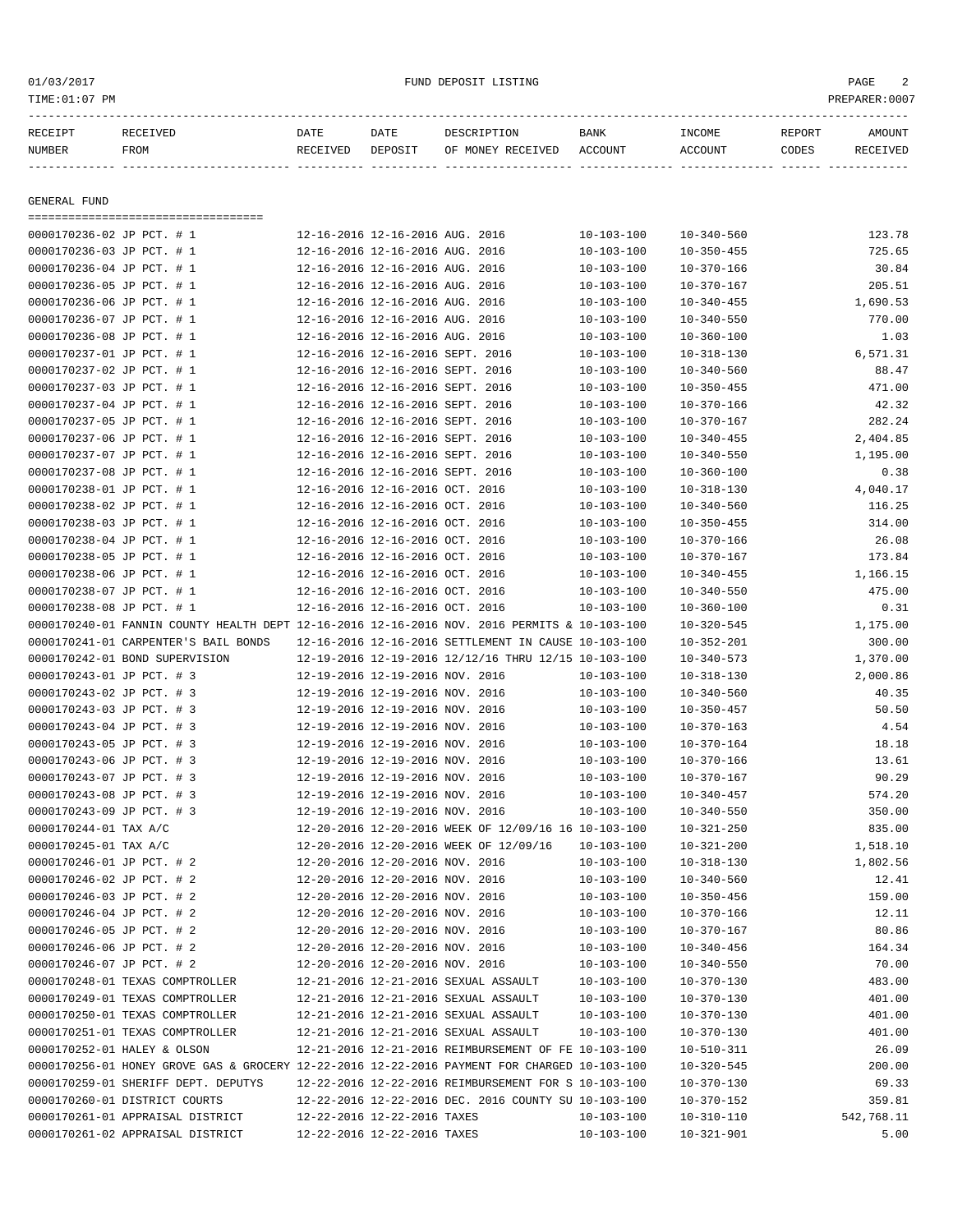01/03/2017 FUND DEPOSIT LISTING
TIME:01:07 PM PREPARER:0007

| RECEIPT NUMBER | RECEIVED FROM | DATE RECEIVED | DATE DEPOSIT | DESCRIPTION OF MONEY RECEIVED | BANK ACCOUNT | INCOME ACCOUNT | REPORT CODES | AMOUNT RECEIVED |
|---|---|---|---|---|---|---|---|---|

GENERAL FUND

| RECEIPT NUMBER | RECEIVED FROM | DATE RECEIVED | DATE DEPOSIT | DESCRIPTION OF MONEY RECEIVED | BANK ACCOUNT | INCOME ACCOUNT | REPORT CODES | AMOUNT RECEIVED |
|---|---|---|---|---|---|---|---|---|
| 0000170236-02 | JP PCT. # 1 | 12-16-2016 | 12-16-2016 | AUG. 2016 | 10-103-100 | 10-340-560 | | 123.78 |
| 0000170236-03 | JP PCT. # 1 | 12-16-2016 | 12-16-2016 | AUG. 2016 | 10-103-100 | 10-350-455 | | 725.65 |
| 0000170236-04 | JP PCT. # 1 | 12-16-2016 | 12-16-2016 | AUG. 2016 | 10-103-100 | 10-370-166 | | 30.84 |
| 0000170236-05 | JP PCT. # 1 | 12-16-2016 | 12-16-2016 | AUG. 2016 | 10-103-100 | 10-370-167 | | 205.51 |
| 0000170236-06 | JP PCT. # 1 | 12-16-2016 | 12-16-2016 | AUG. 2016 | 10-103-100 | 10-340-455 | | 1,690.53 |
| 0000170236-07 | JP PCT. # 1 | 12-16-2016 | 12-16-2016 | AUG. 2016 | 10-103-100 | 10-340-550 | | 770.00 |
| 0000170236-08 | JP PCT. # 1 | 12-16-2016 | 12-16-2016 | AUG. 2016 | 10-103-100 | 10-360-100 | | 1.03 |
| 0000170237-01 | JP PCT. # 1 | 12-16-2016 | 12-16-2016 | SEPT. 2016 | 10-103-100 | 10-318-130 | | 6,571.31 |
| 0000170237-02 | JP PCT. # 1 | 12-16-2016 | 12-16-2016 | SEPT. 2016 | 10-103-100 | 10-340-560 | | 88.47 |
| 0000170237-03 | JP PCT. # 1 | 12-16-2016 | 12-16-2016 | SEPT. 2016 | 10-103-100 | 10-350-455 | | 471.00 |
| 0000170237-04 | JP PCT. # 1 | 12-16-2016 | 12-16-2016 | SEPT. 2016 | 10-103-100 | 10-370-166 | | 42.32 |
| 0000170237-05 | JP PCT. # 1 | 12-16-2016 | 12-16-2016 | SEPT. 2016 | 10-103-100 | 10-370-167 | | 282.24 |
| 0000170237-06 | JP PCT. # 1 | 12-16-2016 | 12-16-2016 | SEPT. 2016 | 10-103-100 | 10-340-455 | | 2,404.85 |
| 0000170237-07 | JP PCT. # 1 | 12-16-2016 | 12-16-2016 | SEPT. 2016 | 10-103-100 | 10-340-550 | | 1,195.00 |
| 0000170237-08 | JP PCT. # 1 | 12-16-2016 | 12-16-2016 | SEPT. 2016 | 10-103-100 | 10-360-100 | | 0.38 |
| 0000170238-01 | JP PCT. # 1 | 12-16-2016 | 12-16-2016 | OCT. 2016 | 10-103-100 | 10-318-130 | | 4,040.17 |
| 0000170238-02 | JP PCT. # 1 | 12-16-2016 | 12-16-2016 | OCT. 2016 | 10-103-100 | 10-340-560 | | 116.25 |
| 0000170238-03 | JP PCT. # 1 | 12-16-2016 | 12-16-2016 | OCT. 2016 | 10-103-100 | 10-350-455 | | 314.00 |
| 0000170238-04 | JP PCT. # 1 | 12-16-2016 | 12-16-2016 | OCT. 2016 | 10-103-100 | 10-370-166 | | 26.08 |
| 0000170238-05 | JP PCT. # 1 | 12-16-2016 | 12-16-2016 | OCT. 2016 | 10-103-100 | 10-370-167 | | 173.84 |
| 0000170238-06 | JP PCT. # 1 | 12-16-2016 | 12-16-2016 | OCT. 2016 | 10-103-100 | 10-340-455 | | 1,166.15 |
| 0000170238-07 | JP PCT. # 1 | 12-16-2016 | 12-16-2016 | OCT. 2016 | 10-103-100 | 10-340-550 | | 475.00 |
| 0000170238-08 | JP PCT. # 1 | 12-16-2016 | 12-16-2016 | OCT. 2016 | 10-103-100 | 10-360-100 | | 0.31 |
| 0000170240-01 | FANNIN COUNTY HEALTH DEPT | 12-16-2016 | 12-16-2016 | NOV. 2016 PERMITS & | 10-103-100 | 10-320-545 | | 1,175.00 |
| 0000170241-01 | CARPENTER'S BAIL BONDS | 12-16-2016 | 12-16-2016 | SETTLEMENT IN CAUSE | 10-103-100 | 10-352-201 | | 300.00 |
| 0000170242-01 | BOND SUPERVISION | 12-19-2016 | 12-19-2016 | 12/12/16 THRU 12/15 | 10-103-100 | 10-340-573 | | 1,370.00 |
| 0000170243-01 | JP PCT. # 3 | 12-19-2016 | 12-19-2016 | NOV. 2016 | 10-103-100 | 10-318-130 | | 2,000.86 |
| 0000170243-02 | JP PCT. # 3 | 12-19-2016 | 12-19-2016 | NOV. 2016 | 10-103-100 | 10-340-560 | | 40.35 |
| 0000170243-03 | JP PCT. # 3 | 12-19-2016 | 12-19-2016 | NOV. 2016 | 10-103-100 | 10-350-457 | | 50.50 |
| 0000170243-04 | JP PCT. # 3 | 12-19-2016 | 12-19-2016 | NOV. 2016 | 10-103-100 | 10-370-163 | | 4.54 |
| 0000170243-05 | JP PCT. # 3 | 12-19-2016 | 12-19-2016 | NOV. 2016 | 10-103-100 | 10-370-164 | | 18.18 |
| 0000170243-06 | JP PCT. # 3 | 12-19-2016 | 12-19-2016 | NOV. 2016 | 10-103-100 | 10-370-166 | | 13.61 |
| 0000170243-07 | JP PCT. # 3 | 12-19-2016 | 12-19-2016 | NOV. 2016 | 10-103-100 | 10-370-167 | | 90.29 |
| 0000170243-08 | JP PCT. # 3 | 12-19-2016 | 12-19-2016 | NOV. 2016 | 10-103-100 | 10-340-457 | | 574.20 |
| 0000170243-09 | JP PCT. # 3 | 12-19-2016 | 12-19-2016 | NOV. 2016 | 10-103-100 | 10-340-550 | | 350.00 |
| 0000170244-01 | TAX A/C | 12-20-2016 | 12-20-2016 | WEEK OF 12/09/16 16 | 10-103-100 | 10-321-250 | | 835.00 |
| 0000170245-01 | TAX A/C | 12-20-2016 | 12-20-2016 | WEEK OF 12/09/16 | 10-103-100 | 10-321-200 | | 1,518.10 |
| 0000170246-01 | JP PCT. # 2 | 12-20-2016 | 12-20-2016 | NOV. 2016 | 10-103-100 | 10-318-130 | | 1,802.56 |
| 0000170246-02 | JP PCT. # 2 | 12-20-2016 | 12-20-2016 | NOV. 2016 | 10-103-100 | 10-340-560 | | 12.41 |
| 0000170246-03 | JP PCT. # 2 | 12-20-2016 | 12-20-2016 | NOV. 2016 | 10-103-100 | 10-350-456 | | 159.00 |
| 0000170246-04 | JP PCT. # 2 | 12-20-2016 | 12-20-2016 | NOV. 2016 | 10-103-100 | 10-370-166 | | 12.11 |
| 0000170246-05 | JP PCT. # 2 | 12-20-2016 | 12-20-2016 | NOV. 2016 | 10-103-100 | 10-370-167 | | 80.86 |
| 0000170246-06 | JP PCT. # 2 | 12-20-2016 | 12-20-2016 | NOV. 2016 | 10-103-100 | 10-340-456 | | 164.34 |
| 0000170246-07 | JP PCT. # 2 | 12-20-2016 | 12-20-2016 | NOV. 2016 | 10-103-100 | 10-340-550 | | 70.00 |
| 0000170248-01 | TEXAS COMPTROLLER | 12-21-2016 | 12-21-2016 | SEXUAL ASSAULT | 10-103-100 | 10-370-130 | | 483.00 |
| 0000170249-01 | TEXAS COMPTROLLER | 12-21-2016 | 12-21-2016 | SEXUAL ASSAULT | 10-103-100 | 10-370-130 | | 401.00 |
| 0000170250-01 | TEXAS COMPTROLLER | 12-21-2016 | 12-21-2016 | SEXUAL ASSAULT | 10-103-100 | 10-370-130 | | 401.00 |
| 0000170251-01 | TEXAS COMPTROLLER | 12-21-2016 | 12-21-2016 | SEXUAL ASSAULT | 10-103-100 | 10-370-130 | | 401.00 |
| 0000170252-01 | HALEY & OLSON | 12-21-2016 | 12-21-2016 | REIMBURSEMENT OF FE | 10-103-100 | 10-510-311 | | 26.09 |
| 0000170256-01 | HONEY GROVE GAS & GROCERY | 12-22-2016 | 12-22-2016 | PAYMENT FOR CHARGED | 10-103-100 | 10-320-545 | | 200.00 |
| 0000170259-01 | SHERIFF DEPT. DEPUTYS | 12-22-2016 | 12-22-2016 | REIMBURSEMENT FOR S | 10-103-100 | 10-370-130 | | 69.33 |
| 0000170260-01 | DISTRICT COURTS | 12-22-2016 | 12-22-2016 | DEC. 2016 COUNTY SU | 10-103-100 | 10-370-152 | | 359.81 |
| 0000170261-01 | APPRAISAL DISTRICT | 12-22-2016 | 12-22-2016 | TAXES | 10-103-100 | 10-310-110 | | 542,768.11 |
| 0000170261-02 | APPRAISAL DISTRICT | 12-22-2016 | 12-22-2016 | TAXES | 10-103-100 | 10-321-901 | | 5.00 |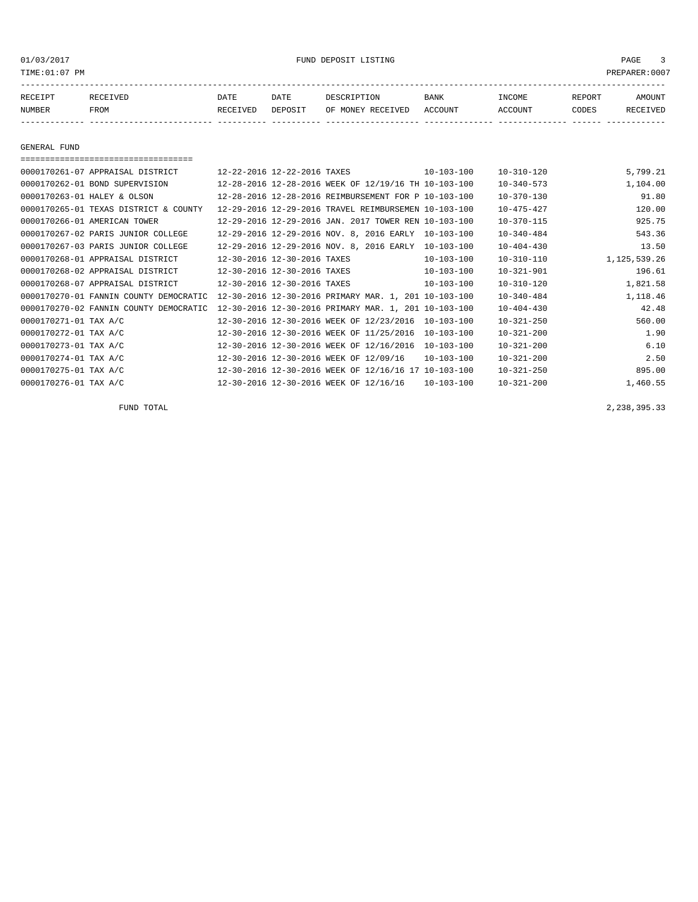01/03/2017 FUND DEPOSIT LISTING

TIME:01:07 PM PREPARER:0007

| RECEIPT NUMBER | RECEIVED FROM | DATE RECEIVED | DATE DEPOSIT | DESCRIPTION OF MONEY RECEIVED | BANK ACCOUNT | INCOME ACCOUNT | REPORT CODES | AMOUNT RECEIVED |
|---|---|---|---|---|---|---|---|---|

## GENERAL FUND

| RECEIPT NUMBER | RECEIVED FROM | DATE RECEIVED | DATE DEPOSIT | DESCRIPTION OF MONEY RECEIVED | BANK ACCOUNT | INCOME ACCOUNT | REPORT CODES | AMOUNT RECEIVED |
|---|---|---|---|---|---|---|---|---|
| 0000170261-07 | APPRAISAL DISTRICT | 12-22-2016 | 12-22-2016 | TAXES | 10-103-100 | 10-310-120 | | 5,799.21 |
| 0000170262-01 | BOND SUPERVISION | 12-28-2016 | 12-28-2016 | WEEK OF 12/19/16 TH | 10-103-100 | 10-340-573 | | 1,104.00 |
| 0000170263-01 | HALEY & OLSON | 12-28-2016 | 12-28-2016 | REIMBURSEMENT FOR P | 10-103-100 | 10-370-130 | | 91.80 |
| 0000170265-01 | TEXAS DISTRICT & COUNTY | 12-29-2016 | 12-29-2016 | TRAVEL REIMBURSEMEN | 10-103-100 | 10-475-427 | | 120.00 |
| 0000170266-01 | AMERICAN TOWER | 12-29-2016 | 12-29-2016 | JAN. 2017 TOWER REN | 10-103-100 | 10-370-115 | | 925.75 |
| 0000170267-02 | PARIS JUNIOR COLLEGE | 12-29-2016 | 12-29-2016 | NOV. 8, 2016 EARLY | 10-103-100 | 10-340-484 | | 543.36 |
| 0000170267-03 | PARIS JUNIOR COLLEGE | 12-29-2016 | 12-29-2016 | NOV. 8, 2016 EARLY | 10-103-100 | 10-404-430 | | 13.50 |
| 0000170268-01 | APPRAISAL DISTRICT | 12-30-2016 | 12-30-2016 | TAXES | 10-103-100 | 10-310-110 | | 1,125,539.26 |
| 0000170268-02 | APPRAISAL DISTRICT | 12-30-2016 | 12-30-2016 | TAXES | 10-103-100 | 10-321-901 | | 196.61 |
| 0000170268-07 | APPRAISAL DISTRICT | 12-30-2016 | 12-30-2016 | TAXES | 10-103-100 | 10-310-120 | | 1,821.58 |
| 0000170270-01 | FANNIN COUNTY DEMOCRATIC | 12-30-2016 | 12-30-2016 | PRIMARY MAR. 1, 201 | 10-103-100 | 10-340-484 | | 1,118.46 |
| 0000170270-02 | FANNIN COUNTY DEMOCRATIC | 12-30-2016 | 12-30-2016 | PRIMARY MAR. 1, 201 | 10-103-100 | 10-404-430 | | 42.48 |
| 0000170271-01 | TAX A/C | 12-30-2016 | 12-30-2016 | WEEK OF 12/23/2016 | 10-103-100 | 10-321-250 | | 560.00 |
| 0000170272-01 | TAX A/C | 12-30-2016 | 12-30-2016 | WEEK OF 11/25/2016 | 10-103-100 | 10-321-200 | | 1.90 |
| 0000170273-01 | TAX A/C | 12-30-2016 | 12-30-2016 | WEEK OF 12/16/2016 | 10-103-100 | 10-321-200 | | 6.10 |
| 0000170274-01 | TAX A/C | 12-30-2016 | 12-30-2016 | WEEK OF 12/09/16 | 10-103-100 | 10-321-200 | | 2.50 |
| 0000170275-01 | TAX A/C | 12-30-2016 | 12-30-2016 | WEEK OF 12/16/16 17 | 10-103-100 | 10-321-250 | | 895.00 |
| 0000170276-01 | TAX A/C | 12-30-2016 | 12-30-2016 | WEEK OF 12/16/16 | 10-103-100 | 10-321-200 | | 1,460.55 |

FUND TOTAL 2,238,395.33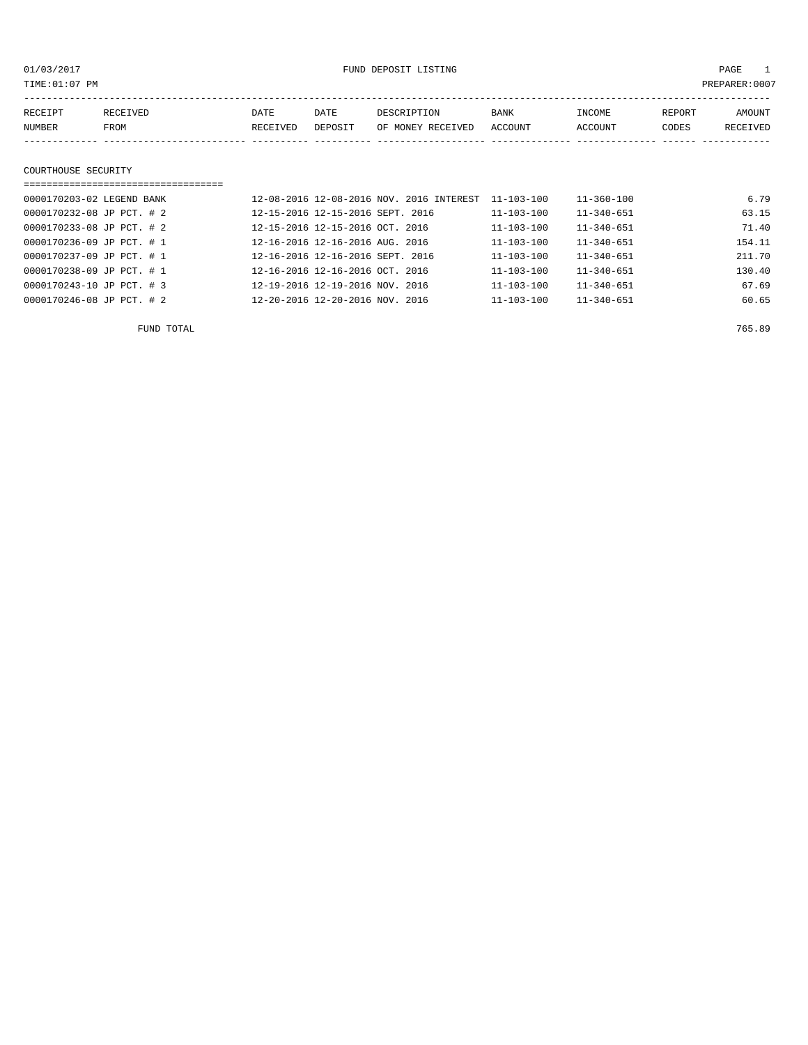01/03/2017 FUND DEPOSIT LISTING

TIME:01:07 PM PREPARER:0007

## COURTHOUSE SECURITY

| RECEIPT NUMBER | RECEIVED FROM | DATE RECEIVED | DATE DEPOSIT | DESCRIPTION OF MONEY RECEIVED | BANK ACCOUNT | INCOME ACCOUNT | REPORT CODES | AMOUNT RECEIVED |
|---|---|---|---|---|---|---|---|---|
| 0000170203-02 | LEGEND BANK | 12-08-2016 | 12-08-2016 | NOV. 2016 INTEREST | 11-103-100 | 11-360-100 | | 6.79 |
| 0000170232-08 | JP PCT. # 2 | 12-15-2016 | 12-15-2016 | SEPT. 2016 | 11-103-100 | 11-340-651 | | 63.15 |
| 0000170233-08 | JP PCT. # 2 | 12-15-2016 | 12-15-2016 | OCT. 2016 | 11-103-100 | 11-340-651 | | 71.40 |
| 0000170236-09 | JP PCT. # 1 | 12-16-2016 | 12-16-2016 | AUG. 2016 | 11-103-100 | 11-340-651 | | 154.11 |
| 0000170237-09 | JP PCT. # 1 | 12-16-2016 | 12-16-2016 | SEPT. 2016 | 11-103-100 | 11-340-651 | | 211.70 |
| 0000170238-09 | JP PCT. # 1 | 12-16-2016 | 12-16-2016 | OCT. 2016 | 11-103-100 | 11-340-651 | | 130.40 |
| 0000170243-10 | JP PCT. # 3 | 12-19-2016 | 12-19-2016 | NOV. 2016 | 11-103-100 | 11-340-651 | | 67.69 |
| 0000170246-08 | JP PCT. # 2 | 12-20-2016 | 12-20-2016 | NOV. 2016 | 11-103-100 | 11-340-651 | | 60.65 |
| | FUND TOTAL | | | | | | | 765.89 |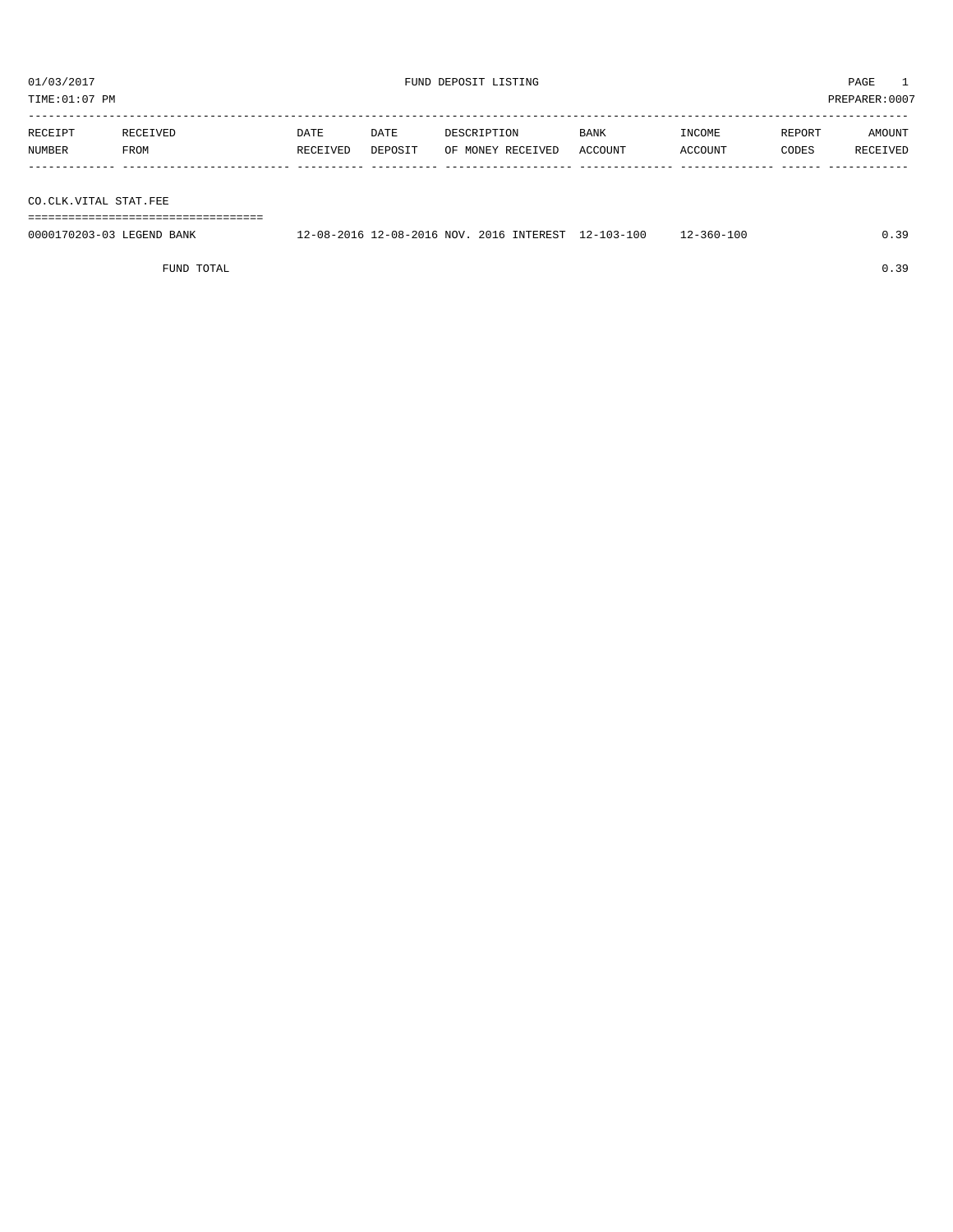01/03/2017 FUND DEPOSIT LISTING

TIME:01:07 PM PREPARER:0007

| RECEIPT NUMBER | RECEIVED FROM | DATE RECEIVED | DATE DEPOSIT | DESCRIPTION OF MONEY RECEIVED | BANK ACCOUNT | INCOME ACCOUNT | REPORT CODES | AMOUNT RECEIVED |
|---|---|---|---|---|---|---|---|---|
| CO.CLK.VITAL STAT.FEE | | | | | | | | |
| 0000170203-03 | LEGEND BANK | 12-08-2016 | 12-08-2016 | NOV. 2016 INTEREST | 12-103-100 | 12-360-100 | | 0.39 |
| | FUND TOTAL | | | | | | | 0.39 |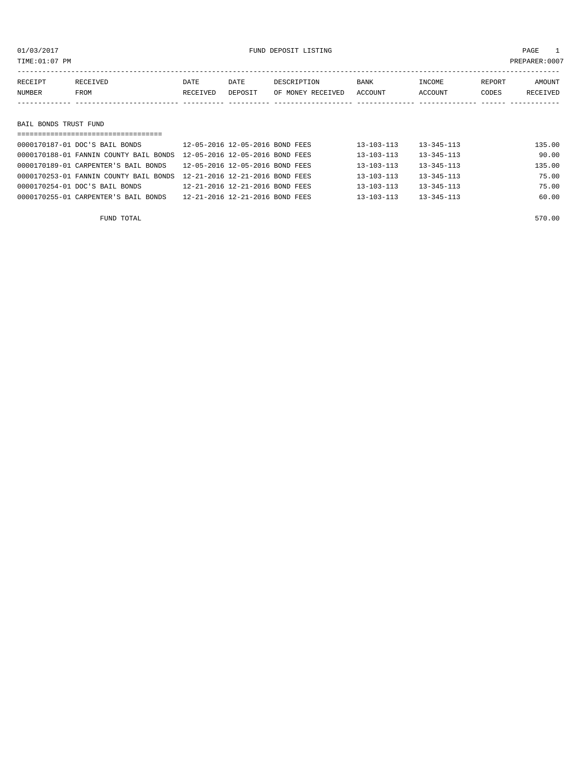01/03/2017 FUND DEPOSIT LISTING

TIME:01:07 PM PREPARER:0007

| RECEIPT NUMBER | RECEIVED FROM | DATE RECEIVED | DATE DEPOSIT | DESCRIPTION OF MONEY RECEIVED | BANK ACCOUNT | INCOME ACCOUNT | REPORT CODES | AMOUNT RECEIVED |
|---|---|---|---|---|---|---|---|---|
| **BAIL BONDS TRUST FUND** | | | | | | | | |
| 0000170187-01 | DOC'S BAIL BONDS | 12-05-2016 | 12-05-2016 | BOND FEES | 13-103-113 | 13-345-113 | | 135.00 |
| 0000170188-01 | FANNIN COUNTY BAIL BONDS | 12-05-2016 | 12-05-2016 | BOND FEES | 13-103-113 | 13-345-113 | | 90.00 |
| 0000170189-01 | CARPENTER'S BAIL BONDS | 12-05-2016 | 12-05-2016 | BOND FEES | 13-103-113 | 13-345-113 | | 135.00 |
| 0000170253-01 | FANNIN COUNTY BAIL BONDS | 12-21-2016 | 12-21-2016 | BOND FEES | 13-103-113 | 13-345-113 | | 75.00 |
| 0000170254-01 | DOC'S BAIL BONDS | 12-21-2016 | 12-21-2016 | BOND FEES | 13-103-113 | 13-345-113 | | 75.00 |
| 0000170255-01 | CARPENTER'S BAIL BONDS | 12-21-2016 | 12-21-2016 | BOND FEES | 13-103-113 | 13-345-113 | | 60.00 |
| | FUND TOTAL | | | | | | | 570.00 |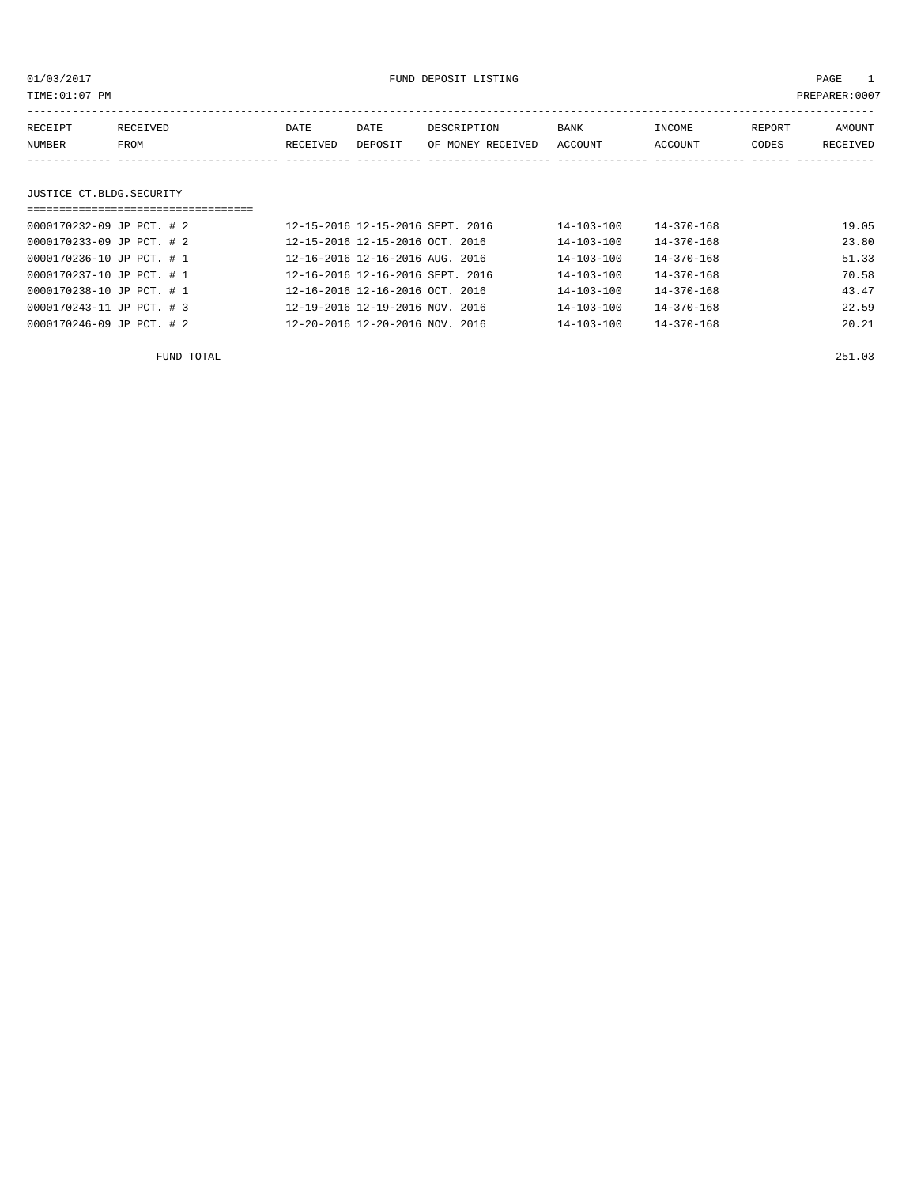01/03/2017 FUND DEPOSIT LISTING

TIME:01:07 PM PREPARER:0007

| RECEIPT NUMBER | RECEIVED FROM | DATE RECEIVED | DATE DEPOSIT | DESCRIPTION OF MONEY RECEIVED | BANK ACCOUNT | INCOME ACCOUNT | REPORT CODES | AMOUNT RECEIVED |
|---|---|---|---|---|---|---|---|---|

## JUSTICE CT.BLDG.SECURITY

| RECEIPT NUMBER | RECEIVED FROM | DATE RECEIVED | DATE DEPOSIT | DESCRIPTION OF MONEY RECEIVED | BANK ACCOUNT | INCOME ACCOUNT | REPORT CODES | AMOUNT RECEIVED |
|---|---|---|---|---|---|---|---|---|
| 0000170232-09 | JP PCT. # 2 | 12-15-2016 | 12-15-2016 | SEPT. 2016 | 14-103-100 | 14-370-168 | | 19.05 |
| 0000170233-09 | JP PCT. # 2 | 12-15-2016 | 12-15-2016 | OCT. 2016 | 14-103-100 | 14-370-168 | | 23.80 |
| 0000170236-10 | JP PCT. # 1 | 12-16-2016 | 12-16-2016 | AUG. 2016 | 14-103-100 | 14-370-168 | | 51.33 |
| 0000170237-10 | JP PCT. # 1 | 12-16-2016 | 12-16-2016 | SEPT. 2016 | 14-103-100 | 14-370-168 | | 70.58 |
| 0000170238-10 | JP PCT. # 1 | 12-16-2016 | 12-16-2016 | OCT. 2016 | 14-103-100 | 14-370-168 | | 43.47 |
| 0000170243-11 | JP PCT. # 3 | 12-19-2016 | 12-19-2016 | NOV. 2016 | 14-103-100 | 14-370-168 | | 22.59 |
| 0000170246-09 | JP PCT. # 2 | 12-20-2016 | 12-20-2016 | NOV. 2016 | 14-103-100 | 14-370-168 | | 20.21 |
| | FUND TOTAL | | | | | | | 251.03 |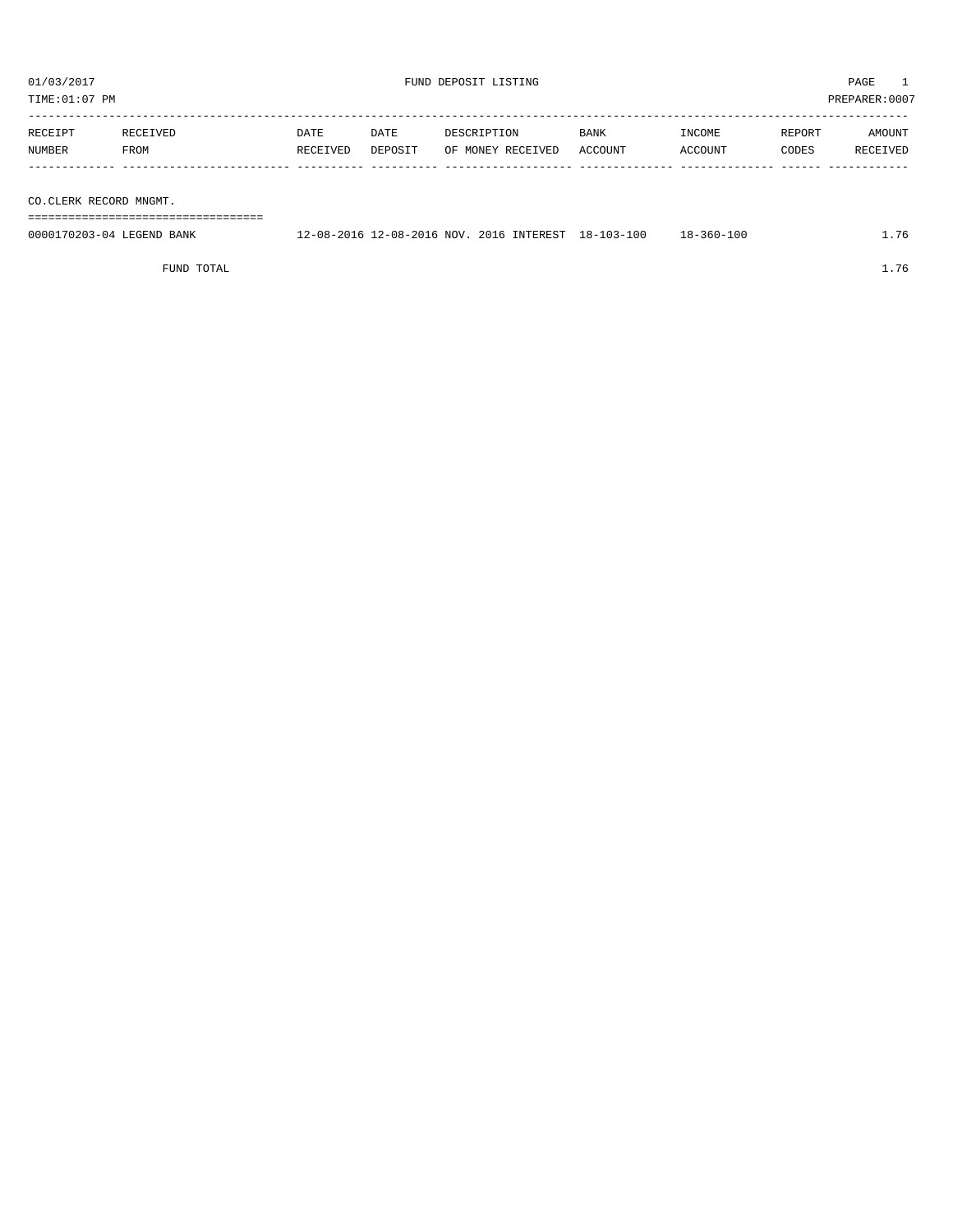01/03/2017 FUND DEPOSIT LISTING PAGE 1

TIME:01:07 PM PREPARER:0007

| RECEIPT NUMBER | RECEIVED FROM | DATE RECEIVED | DATE DEPOSIT | DESCRIPTION OF MONEY RECEIVED | BANK ACCOUNT | INCOME ACCOUNT | REPORT CODES | AMOUNT RECEIVED |
|---|---|---|---|---|---|---|---|---|
| **CO.CLERK RECORD MNGMT.** | | | | | | | | |
| 0000170203-04 | LEGEND BANK | 12-08-2016 | 12-08-2016 | NOV. 2016 INTEREST | 18-103-100 | 18-360-100 | | 1.76 |
| | FUND TOTAL | | | | | | | 1.76 |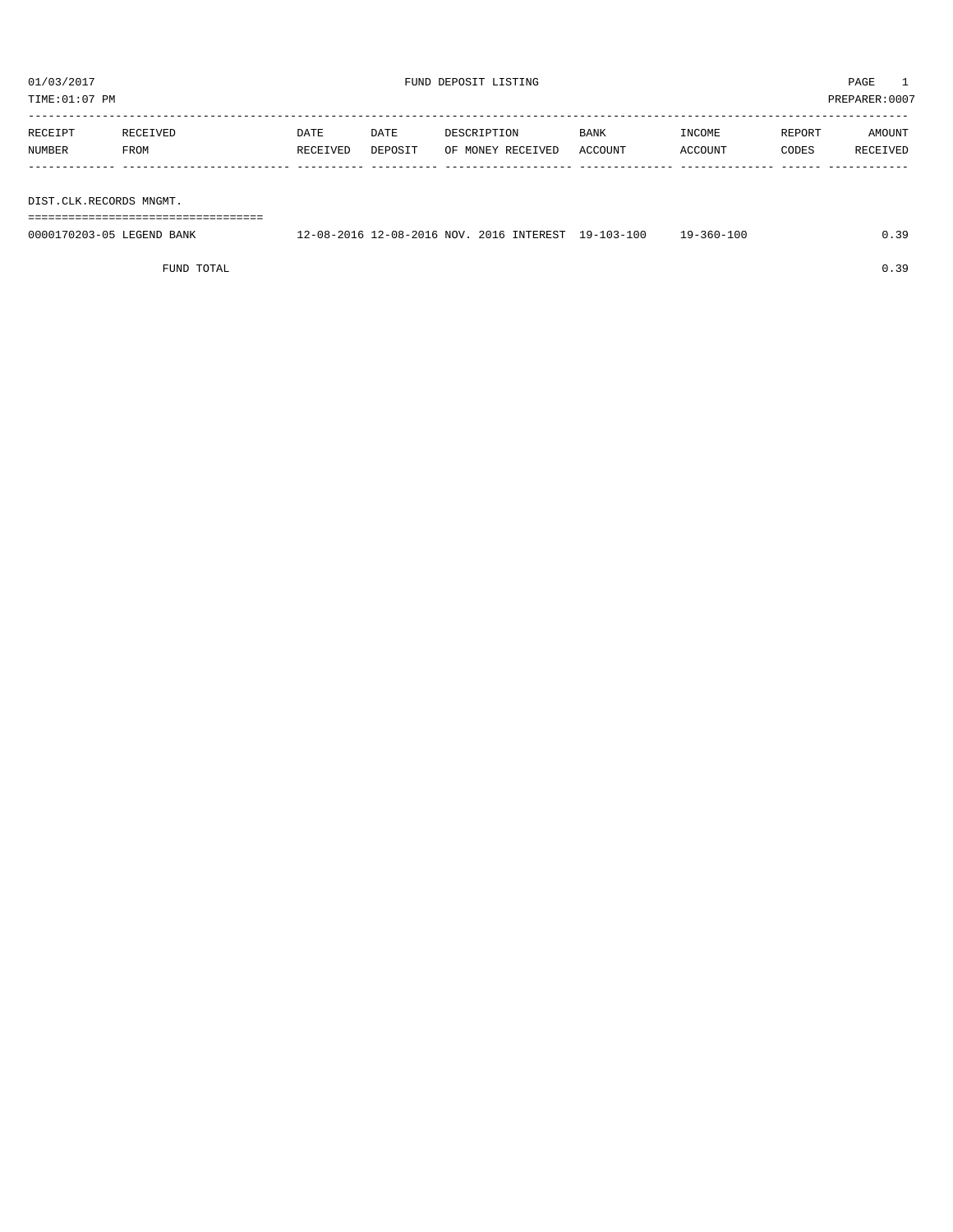01/03/2017 FUND DEPOSIT LISTING

TIME:01:07 PM PREPARER:0007

| RECEIPT NUMBER | RECEIVED FROM | DATE RECEIVED | DATE DEPOSIT | DESCRIPTION OF MONEY RECEIVED | BANK ACCOUNT | INCOME ACCOUNT | REPORT CODES | AMOUNT RECEIVED |
|---|---|---|---|---|---|---|---|---|
| **DIST.CLK.RECORDS MNGMT.** | | | | | | | | |
| 0000170203-05 | LEGEND BANK | 12-08-2016 | 12-08-2016 | NOV. 2016 INTEREST | 19-103-100 | 19-360-100 | | 0.39 |
| | FUND TOTAL | | | | | | | 0.39 |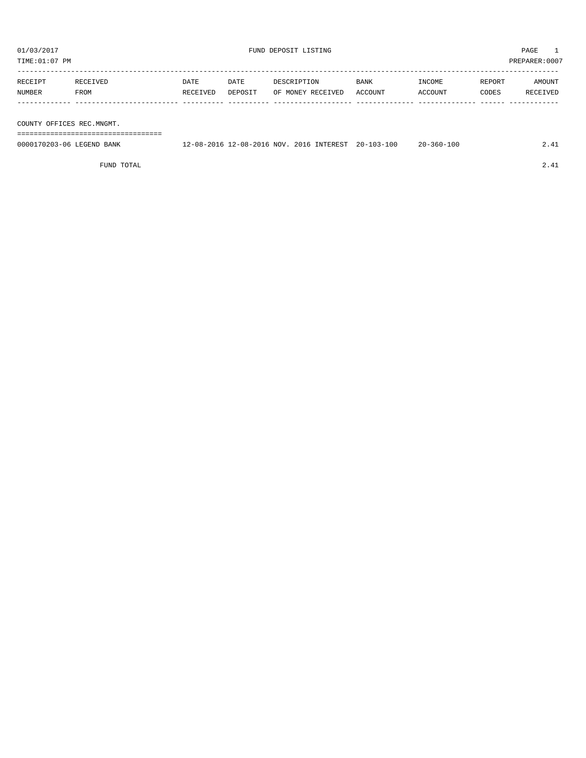01/03/2017 FUND DEPOSIT LISTING

TIME:01:07 PM PREPARER:0007

| RECEIPT NUMBER | RECEIVED FROM | DATE RECEIVED | DATE DEPOSIT | DESCRIPTION OF MONEY RECEIVED | BANK ACCOUNT | INCOME ACCOUNT | REPORT CODES | AMOUNT RECEIVED |
|---|---|---|---|---|---|---|---|---|
| **COUNTY OFFICES REC.MNGMT.** | | | | | | | | |
| 0000170203-06 | LEGEND BANK | 12-08-2016 | 12-08-2016 | NOV. 2016 INTEREST | 20-103-100 | 20-360-100 | | 2.41 |
| | FUND TOTAL | | | | | | | 2.41 |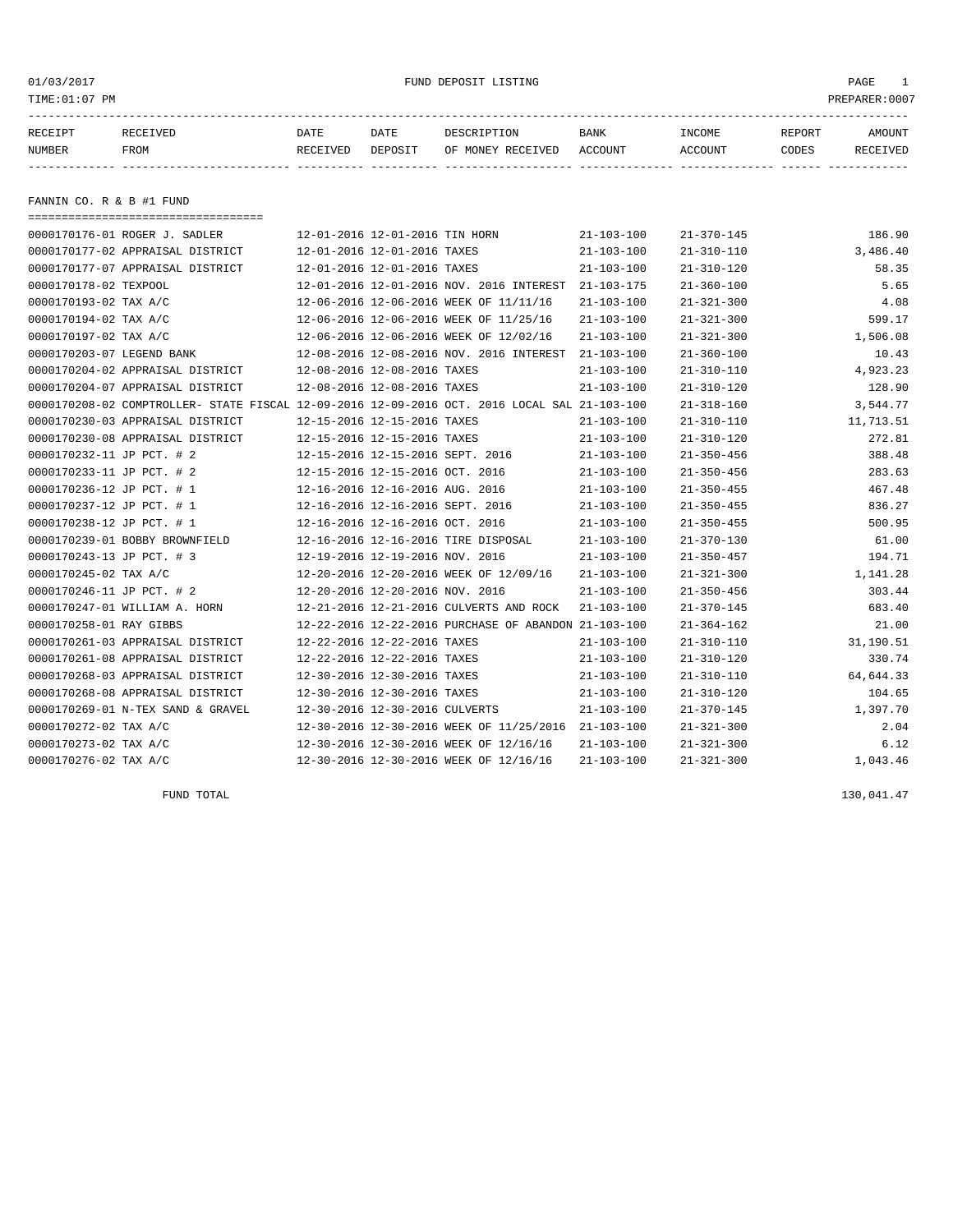01/03/2017 FUND DEPOSIT LISTING

TIME:01:07 PM PREPARER:0007

| RECEIPT NUMBER | RECEIVED FROM | DATE RECEIVED | DATE DEPOSIT | DESCRIPTION OF MONEY RECEIVED | BANK ACCOUNT | INCOME ACCOUNT | REPORT CODES | AMOUNT RECEIVED |
|---|---|---|---|---|---|---|---|---|

## FANNIN CO. R & B #1 FUND

| RECEIPT NUMBER | RECEIVED FROM | DATE RECEIVED | DATE DEPOSIT | DESCRIPTION OF MONEY RECEIVED | BANK ACCOUNT | INCOME ACCOUNT | REPORT CODES | AMOUNT RECEIVED |
|---|---|---|---|---|---|---|---|---|
| 0000170176-01 | ROGER J. SADLER | 12-01-2016 | 12-01-2016 | TIN HORN | 21-103-100 | 21-370-145 | | 186.90 |
| 0000170177-02 | APPRAISAL DISTRICT | 12-01-2016 | 12-01-2016 | TAXES | 21-103-100 | 21-310-110 | | 3,486.40 |
| 0000170177-07 | APPRAISAL DISTRICT | 12-01-2016 | 12-01-2016 | TAXES | 21-103-100 | 21-310-120 | | 58.35 |
| 0000170178-02 | TEXPOOL | 12-01-2016 | 12-01-2016 | NOV. 2016 INTEREST | 21-103-175 | 21-360-100 | | 5.65 |
| 0000170193-02 | TAX A/C | 12-06-2016 | 12-06-2016 | WEEK OF 11/11/16 | 21-103-100 | 21-321-300 | | 4.08 |
| 0000170194-02 | TAX A/C | 12-06-2016 | 12-06-2016 | WEEK OF 11/25/16 | 21-103-100 | 21-321-300 | | 599.17 |
| 0000170197-02 | TAX A/C | 12-06-2016 | 12-06-2016 | WEEK OF 12/02/16 | 21-103-100 | 21-321-300 | | 1,506.08 |
| 0000170203-07 | LEGEND BANK | 12-08-2016 | 12-08-2016 | NOV. 2016 INTEREST | 21-103-100 | 21-360-100 | | 10.43 |
| 0000170204-02 | APPRAISAL DISTRICT | 12-08-2016 | 12-08-2016 | TAXES | 21-103-100 | 21-310-110 | | 4,923.23 |
| 0000170204-07 | APPRAISAL DISTRICT | 12-08-2016 | 12-08-2016 | TAXES | 21-103-100 | 21-310-120 | | 128.90 |
| 0000170208-02 | COMPTROLLER- STATE FISCAL | 12-09-2016 | 12-09-2016 | OCT. 2016 LOCAL SAL | 21-103-100 | 21-318-160 | | 3,544.77 |
| 0000170230-03 | APPRAISAL DISTRICT | 12-15-2016 | 12-15-2016 | TAXES | 21-103-100 | 21-310-110 | | 11,713.51 |
| 0000170230-08 | APPRAISAL DISTRICT | 12-15-2016 | 12-15-2016 | TAXES | 21-103-100 | 21-310-120 | | 272.81 |
| 0000170232-11 | JP PCT. # 2 | 12-15-2016 | 12-15-2016 | SEPT. 2016 | 21-103-100 | 21-350-456 | | 388.48 |
| 0000170233-11 | JP PCT. # 2 | 12-15-2016 | 12-15-2016 | OCT. 2016 | 21-103-100 | 21-350-456 | | 283.63 |
| 0000170236-12 | JP PCT. # 1 | 12-16-2016 | 12-16-2016 | AUG. 2016 | 21-103-100 | 21-350-455 | | 467.48 |
| 0000170237-12 | JP PCT. # 1 | 12-16-2016 | 12-16-2016 | SEPT. 2016 | 21-103-100 | 21-350-455 | | 836.27 |
| 0000170238-12 | JP PCT. # 1 | 12-16-2016 | 12-16-2016 | OCT. 2016 | 21-103-100 | 21-350-455 | | 500.95 |
| 0000170239-01 | BOBBY BROWNFIELD | 12-16-2016 | 12-16-2016 | TIRE DISPOSAL | 21-103-100 | 21-370-130 | | 61.00 |
| 0000170243-13 | JP PCT. # 3 | 12-19-2016 | 12-19-2016 | NOV. 2016 | 21-103-100 | 21-350-457 | | 194.71 |
| 0000170245-02 | TAX A/C | 12-20-2016 | 12-20-2016 | WEEK OF 12/09/16 | 21-103-100 | 21-321-300 | | 1,141.28 |
| 0000170246-11 | JP PCT. # 2 | 12-20-2016 | 12-20-2016 | NOV. 2016 | 21-103-100 | 21-350-456 | | 303.44 |
| 0000170247-01 | WILLIAM A. HORN | 12-21-2016 | 12-21-2016 | CULVERTS AND ROCK | 21-103-100 | 21-370-145 | | 683.40 |
| 0000170258-01 | RAY GIBBS | 12-22-2016 | 12-22-2016 | PURCHASE OF ABANDON | 21-103-100 | 21-364-162 | | 21.00 |
| 0000170261-03 | APPRAISAL DISTRICT | 12-22-2016 | 12-22-2016 | TAXES | 21-103-100 | 21-310-110 | | 31,190.51 |
| 0000170261-08 | APPRAISAL DISTRICT | 12-22-2016 | 12-22-2016 | TAXES | 21-103-100 | 21-310-120 | | 330.74 |
| 0000170268-03 | APPRAISAL DISTRICT | 12-30-2016 | 12-30-2016 | TAXES | 21-103-100 | 21-310-110 | | 64,644.33 |
| 0000170268-08 | APPRAISAL DISTRICT | 12-30-2016 | 12-30-2016 | TAXES | 21-103-100 | 21-310-120 | | 104.65 |
| 0000170269-01 | N-TEX SAND & GRAVEL | 12-30-2016 | 12-30-2016 | CULVERTS | 21-103-100 | 21-370-145 | | 1,397.70 |
| 0000170272-02 | TAX A/C | 12-30-2016 | 12-30-2016 | WEEK OF 11/25/2016 | 21-103-100 | 21-321-300 | | 2.04 |
| 0000170273-02 | TAX A/C | 12-30-2016 | 12-30-2016 | WEEK OF 12/16/16 | 21-103-100 | 21-321-300 | | 6.12 |
| 0000170276-02 | TAX A/C | 12-30-2016 | 12-30-2016 | WEEK OF 12/16/16 | 21-103-100 | 21-321-300 | | 1,043.46 |

FUND TOTAL 130,041.47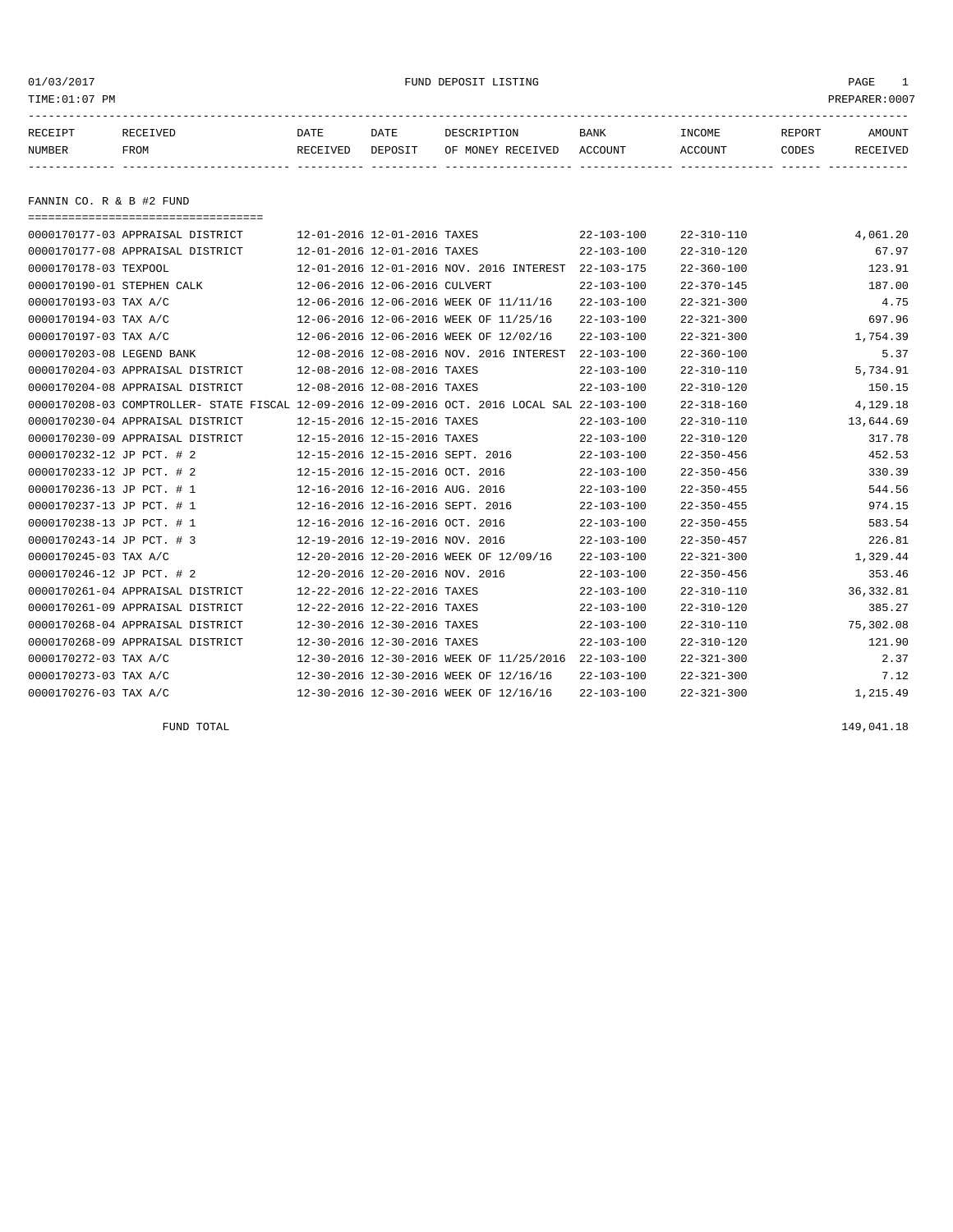FUND DEPOSIT LISTING

01/03/2017
TIME:01:07 PM
PREPARER:0007

## FANNIN CO. R & B #2 FUND

| RECEIPT NUMBER | RECEIVED FROM | DATE RECEIVED | DATE DEPOSIT | DESCRIPTION OF MONEY RECEIVED | BANK ACCOUNT | INCOME ACCOUNT | REPORT CODES | AMOUNT RECEIVED |
|---|---|---|---|---|---|---|---|---|
| 0000170177-03 | APPRAISAL DISTRICT | 12-01-2016 | 12-01-2016 | TAXES | 22-103-100 | 22-310-110 | | 4,061.20 |
| 0000170177-08 | APPRAISAL DISTRICT | 12-01-2016 | 12-01-2016 | TAXES | 22-103-100 | 22-310-120 | | 67.97 |
| 0000170178-03 | TEXPOOL | 12-01-2016 | 12-01-2016 | NOV. 2016 INTEREST | 22-103-175 | 22-360-100 | | 123.91 |
| 0000170190-01 | STEPHEN CALK | 12-06-2016 | 12-06-2016 | CULVERT | 22-103-100 | 22-370-145 | | 187.00 |
| 0000170193-03 | TAX A/C | 12-06-2016 | 12-06-2016 | WEEK OF 11/11/16 | 22-103-100 | 22-321-300 | | 4.75 |
| 0000170194-03 | TAX A/C | 12-06-2016 | 12-06-2016 | WEEK OF 11/25/16 | 22-103-100 | 22-321-300 | | 697.96 |
| 0000170197-03 | TAX A/C | 12-06-2016 | 12-06-2016 | WEEK OF 12/02/16 | 22-103-100 | 22-321-300 | | 1,754.39 |
| 0000170203-08 | LEGEND BANK | 12-08-2016 | 12-08-2016 | NOV. 2016 INTEREST | 22-103-100 | 22-360-100 | | 5.37 |
| 0000170204-03 | APPRAISAL DISTRICT | 12-08-2016 | 12-08-2016 | TAXES | 22-103-100 | 22-310-110 | | 5,734.91 |
| 0000170204-08 | APPRAISAL DISTRICT | 12-08-2016 | 12-08-2016 | TAXES | 22-103-100 | 22-310-120 | | 150.15 |
| 0000170208-03 | COMPTROLLER- STATE FISCAL | 12-09-2016 | 12-09-2016 | OCT. 2016 LOCAL SAL | 22-103-100 | 22-318-160 | | 4,129.18 |
| 0000170230-04 | APPRAISAL DISTRICT | 12-15-2016 | 12-15-2016 | TAXES | 22-103-100 | 22-310-110 | | 13,644.69 |
| 0000170230-09 | APPRAISAL DISTRICT | 12-15-2016 | 12-15-2016 | TAXES | 22-103-100 | 22-310-120 | | 317.78 |
| 0000170232-12 | JP PCT. # 2 | 12-15-2016 | 12-15-2016 | SEPT. 2016 | 22-103-100 | 22-350-456 | | 452.53 |
| 0000170233-12 | JP PCT. # 2 | 12-15-2016 | 12-15-2016 | OCT. 2016 | 22-103-100 | 22-350-456 | | 330.39 |
| 0000170236-13 | JP PCT. # 1 | 12-16-2016 | 12-16-2016 | AUG. 2016 | 22-103-100 | 22-350-455 | | 544.56 |
| 0000170237-13 | JP PCT. # 1 | 12-16-2016 | 12-16-2016 | SEPT. 2016 | 22-103-100 | 22-350-455 | | 974.15 |
| 0000170238-13 | JP PCT. # 1 | 12-16-2016 | 12-16-2016 | OCT. 2016 | 22-103-100 | 22-350-455 | | 583.54 |
| 0000170243-14 | JP PCT. # 3 | 12-19-2016 | 12-19-2016 | NOV. 2016 | 22-103-100 | 22-350-457 | | 226.81 |
| 0000170245-03 | TAX A/C | 12-20-2016 | 12-20-2016 | WEEK OF 12/09/16 | 22-103-100 | 22-321-300 | | 1,329.44 |
| 0000170246-12 | JP PCT. # 2 | 12-20-2016 | 12-20-2016 | NOV. 2016 | 22-103-100 | 22-350-456 | | 353.46 |
| 0000170261-04 | APPRAISAL DISTRICT | 12-22-2016 | 12-22-2016 | TAXES | 22-103-100 | 22-310-110 | | 36,332.81 |
| 0000170261-09 | APPRAISAL DISTRICT | 12-22-2016 | 12-22-2016 | TAXES | 22-103-100 | 22-310-120 | | 385.27 |
| 0000170268-04 | APPRAISAL DISTRICT | 12-30-2016 | 12-30-2016 | TAXES | 22-103-100 | 22-310-110 | | 75,302.08 |
| 0000170268-09 | APPRAISAL DISTRICT | 12-30-2016 | 12-30-2016 | TAXES | 22-103-100 | 22-310-120 | | 121.90 |
| 0000170272-03 | TAX A/C | 12-30-2016 | 12-30-2016 | WEEK OF 11/25/2016 | 22-103-100 | 22-321-300 | | 2.37 |
| 0000170273-03 | TAX A/C | 12-30-2016 | 12-30-2016 | WEEK OF 12/16/16 | 22-103-100 | 22-321-300 | | 7.12 |
| 0000170276-03 | TAX A/C | 12-30-2016 | 12-30-2016 | WEEK OF 12/16/16 | 22-103-100 | 22-321-300 | | 1,215.49 |
| | FUND TOTAL | | | | | | | 149,041.18 |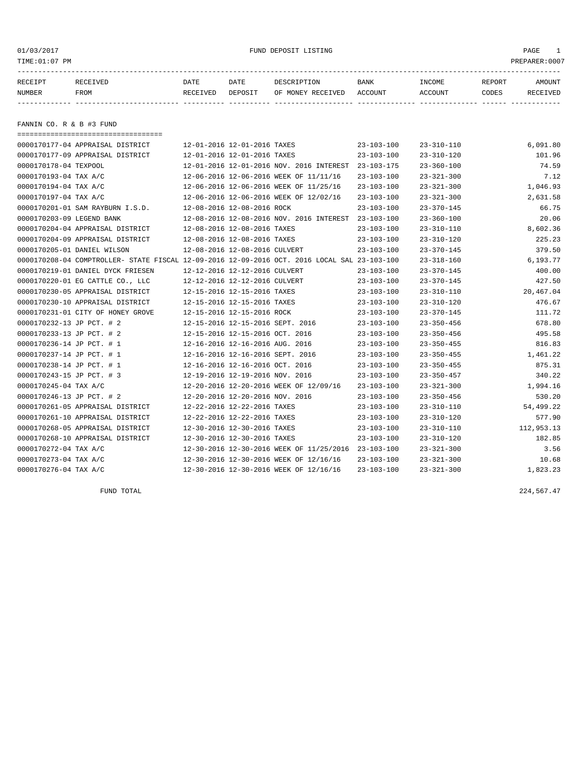01/03/2017 FUND DEPOSIT LISTING

TIME:01:07 PM PREPARER:0007

| RECEIPT NUMBER | RECEIVED FROM | DATE RECEIVED | DATE DEPOSIT | DESCRIPTION OF MONEY RECEIVED | BANK ACCOUNT | INCOME ACCOUNT | REPORT CODES | AMOUNT RECEIVED |
|---|---|---|---|---|---|---|---|---|

## FANNIN CO. R & B #3 FUND

| RECEIPT NUMBER | RECEIVED FROM | DATE RECEIVED | DATE DEPOSIT | DESCRIPTION OF MONEY RECEIVED | BANK ACCOUNT | INCOME ACCOUNT | REPORT CODES | AMOUNT RECEIVED |
|---|---|---|---|---|---|---|---|---|
| 0000170177-04 | APPRAISAL DISTRICT | 12-01-2016 | 12-01-2016 | TAXES | 23-103-100 | 23-310-110 | | 6,091.80 |
| 0000170177-09 | APPRAISAL DISTRICT | 12-01-2016 | 12-01-2016 | TAXES | 23-103-100 | 23-310-120 | | 101.96 |
| 0000170178-04 | TEXPOOL | 12-01-2016 | 12-01-2016 | NOV. 2016 INTEREST | 23-103-175 | 23-360-100 | | 74.59 |
| 0000170193-04 | TAX A/C | 12-06-2016 | 12-06-2016 | WEEK OF 11/11/16 | 23-103-100 | 23-321-300 | | 7.12 |
| 0000170194-04 | TAX A/C | 12-06-2016 | 12-06-2016 | WEEK OF 11/25/16 | 23-103-100 | 23-321-300 | | 1,046.93 |
| 0000170197-04 | TAX A/C | 12-06-2016 | 12-06-2016 | WEEK OF 12/02/16 | 23-103-100 | 23-321-300 | | 2,631.58 |
| 0000170201-01 | SAM RAYBURN I.S.D. | 12-08-2016 | 12-08-2016 | ROCK | 23-103-100 | 23-370-145 | | 66.75 |
| 0000170203-09 | LEGEND BANK | 12-08-2016 | 12-08-2016 | NOV. 2016 INTEREST | 23-103-100 | 23-360-100 | | 20.06 |
| 0000170204-04 | APPRAISAL DISTRICT | 12-08-2016 | 12-08-2016 | TAXES | 23-103-100 | 23-310-110 | | 8,602.36 |
| 0000170204-09 | APPRAISAL DISTRICT | 12-08-2016 | 12-08-2016 | TAXES | 23-103-100 | 23-310-120 | | 225.23 |
| 0000170205-01 | DANIEL WILSON | 12-08-2016 | 12-08-2016 | CULVERT | 23-103-100 | 23-370-145 | | 379.50 |
| 0000170208-04 | COMPTROLLER- STATE FISCAL | 12-09-2016 | 12-09-2016 | OCT. 2016 LOCAL SAL | 23-103-100 | 23-318-160 | | 6,193.77 |
| 0000170219-01 | DANIEL DYCK FRIESEN | 12-12-2016 | 12-12-2016 | CULVERT | 23-103-100 | 23-370-145 | | 400.00 |
| 0000170220-01 | EG CATTLE CO., LLC | 12-12-2016 | 12-12-2016 | CULVERT | 23-103-100 | 23-370-145 | | 427.50 |
| 0000170230-05 | APPRAISAL DISTRICT | 12-15-2016 | 12-15-2016 | TAXES | 23-103-100 | 23-310-110 | | 20,467.04 |
| 0000170230-10 | APPRAISAL DISTRICT | 12-15-2016 | 12-15-2016 | TAXES | 23-103-100 | 23-310-120 | | 476.67 |
| 0000170231-01 | CITY OF HONEY GROVE | 12-15-2016 | 12-15-2016 | ROCK | 23-103-100 | 23-370-145 | | 111.72 |
| 0000170232-13 | JP PCT. # 2 | 12-15-2016 | 12-15-2016 | SEPT. 2016 | 23-103-100 | 23-350-456 | | 678.80 |
| 0000170233-13 | JP PCT. # 2 | 12-15-2016 | 12-15-2016 | OCT. 2016 | 23-103-100 | 23-350-456 | | 495.58 |
| 0000170236-14 | JP PCT. # 1 | 12-16-2016 | 12-16-2016 | AUG. 2016 | 23-103-100 | 23-350-455 | | 816.83 |
| 0000170237-14 | JP PCT. # 1 | 12-16-2016 | 12-16-2016 | SEPT. 2016 | 23-103-100 | 23-350-455 | | 1,461.22 |
| 0000170238-14 | JP PCT. # 1 | 12-16-2016 | 12-16-2016 | OCT. 2016 | 23-103-100 | 23-350-455 | | 875.31 |
| 0000170243-15 | JP PCT. # 3 | 12-19-2016 | 12-19-2016 | NOV. 2016 | 23-103-100 | 23-350-457 | | 340.22 |
| 0000170245-04 | TAX A/C | 12-20-2016 | 12-20-2016 | WEEK OF 12/09/16 | 23-103-100 | 23-321-300 | | 1,994.16 |
| 0000170246-13 | JP PCT. # 2 | 12-20-2016 | 12-20-2016 | NOV. 2016 | 23-103-100 | 23-350-456 | | 530.20 |
| 0000170261-05 | APPRAISAL DISTRICT | 12-22-2016 | 12-22-2016 | TAXES | 23-103-100 | 23-310-110 | | 54,499.22 |
| 0000170261-10 | APPRAISAL DISTRICT | 12-22-2016 | 12-22-2016 | TAXES | 23-103-100 | 23-310-120 | | 577.90 |
| 0000170268-05 | APPRAISAL DISTRICT | 12-30-2016 | 12-30-2016 | TAXES | 23-103-100 | 23-310-110 | | 112,953.13 |
| 0000170268-10 | APPRAISAL DISTRICT | 12-30-2016 | 12-30-2016 | TAXES | 23-103-100 | 23-310-120 | | 182.85 |
| 0000170272-04 | TAX A/C | 12-30-2016 | 12-30-2016 | WEEK OF 11/25/2016 | 23-103-100 | 23-321-300 | | 3.56 |
| 0000170273-04 | TAX A/C | 12-30-2016 | 12-30-2016 | WEEK OF 12/16/16 | 23-103-100 | 23-321-300 | | 10.68 |
| 0000170276-04 | TAX A/C | 12-30-2016 | 12-30-2016 | WEEK OF 12/16/16 | 23-103-100 | 23-321-300 | | 1,823.23 |

FUND TOTAL 224,567.47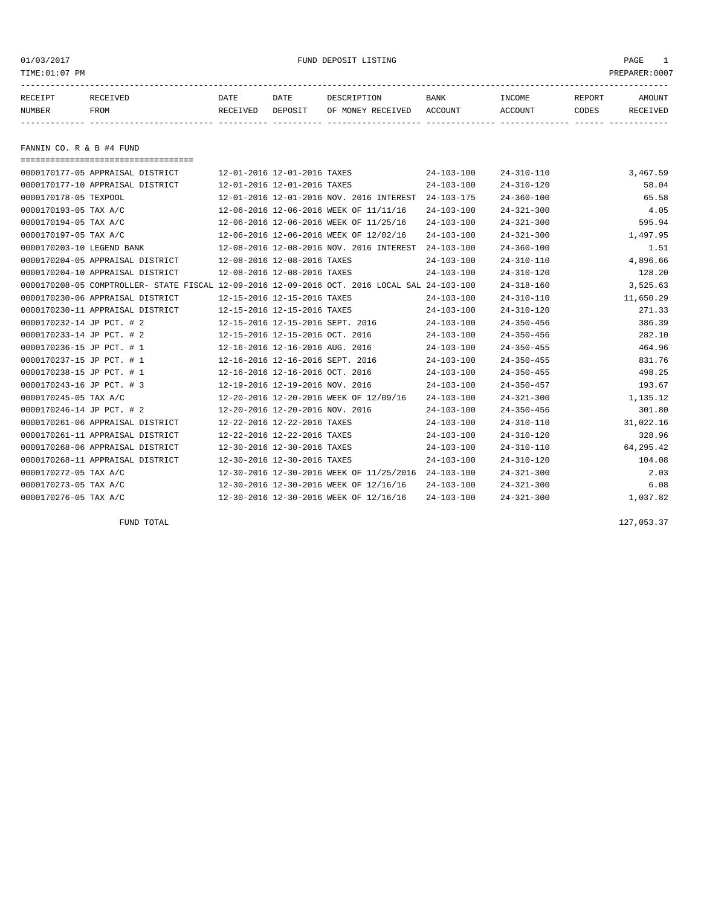FUND DEPOSIT LISTING

01/03/2017
TIME:01:07 PM
PREPARER:0007

| RECEIPT NUMBER | RECEIVED FROM | DATE RECEIVED | DATE DEPOSIT | DESCRIPTION OF MONEY RECEIVED | BANK ACCOUNT | INCOME ACCOUNT | REPORT CODES | AMOUNT RECEIVED |
|---|---|---|---|---|---|---|---|---|

## FANNIN CO. R & B #4 FUND

| RECEIPT NUMBER | RECEIVED FROM | DATE RECEIVED | DATE DEPOSIT | DESCRIPTION OF MONEY RECEIVED | BANK ACCOUNT | INCOME ACCOUNT | REPORT CODES | AMOUNT RECEIVED |
|---|---|---|---|---|---|---|---|---|
| 0000170177-05 | APPRAISAL DISTRICT | 12-01-2016 | 12-01-2016 | TAXES | 24-103-100 | 24-310-110 | | 3,467.59 |
| 0000170177-10 | APPRAISAL DISTRICT | 12-01-2016 | 12-01-2016 | TAXES | 24-103-100 | 24-310-120 | | 58.04 |
| 0000170178-05 | TEXPOOL | 12-01-2016 | 12-01-2016 | NOV. 2016 INTEREST | 24-103-175 | 24-360-100 | | 65.58 |
| 0000170193-05 | TAX A/C | 12-06-2016 | 12-06-2016 | WEEK OF 11/11/16 | 24-103-100 | 24-321-300 | | 4.05 |
| 0000170194-05 | TAX A/C | 12-06-2016 | 12-06-2016 | WEEK OF 11/25/16 | 24-103-100 | 24-321-300 | | 595.94 |
| 0000170197-05 | TAX A/C | 12-06-2016 | 12-06-2016 | WEEK OF 12/02/16 | 24-103-100 | 24-321-300 | | 1,497.95 |
| 0000170203-10 | LEGEND BANK | 12-08-2016 | 12-08-2016 | NOV. 2016 INTEREST | 24-103-100 | 24-360-100 | | 1.51 |
| 0000170204-05 | APPRAISAL DISTRICT | 12-08-2016 | 12-08-2016 | TAXES | 24-103-100 | 24-310-110 | | 4,896.66 |
| 0000170204-10 | APPRAISAL DISTRICT | 12-08-2016 | 12-08-2016 | TAXES | 24-103-100 | 24-310-120 | | 128.20 |
| 0000170208-05 | COMPTROLLER- STATE FISCAL | 12-09-2016 | 12-09-2016 | OCT. 2016 LOCAL SAL | 24-103-100 | 24-318-160 | | 3,525.63 |
| 0000170230-06 | APPRAISAL DISTRICT | 12-15-2016 | 12-15-2016 | TAXES | 24-103-100 | 24-310-110 | | 11,650.29 |
| 0000170230-11 | APPRAISAL DISTRICT | 12-15-2016 | 12-15-2016 | TAXES | 24-103-100 | 24-310-120 | | 271.33 |
| 0000170232-14 | JP PCT. # 2 | 12-15-2016 | 12-15-2016 | SEPT. 2016 | 24-103-100 | 24-350-456 | | 386.39 |
| 0000170233-14 | JP PCT. # 2 | 12-15-2016 | 12-15-2016 | OCT. 2016 | 24-103-100 | 24-350-456 | | 282.10 |
| 0000170236-15 | JP PCT. # 1 | 12-16-2016 | 12-16-2016 | AUG. 2016 | 24-103-100 | 24-350-455 | | 464.96 |
| 0000170237-15 | JP PCT. # 1 | 12-16-2016 | 12-16-2016 | SEPT. 2016 | 24-103-100 | 24-350-455 | | 831.76 |
| 0000170238-15 | JP PCT. # 1 | 12-16-2016 | 12-16-2016 | OCT. 2016 | 24-103-100 | 24-350-455 | | 498.25 |
| 0000170243-16 | JP PCT. # 3 | 12-19-2016 | 12-19-2016 | NOV. 2016 | 24-103-100 | 24-350-457 | | 193.67 |
| 0000170245-05 | TAX A/C | 12-20-2016 | 12-20-2016 | WEEK OF 12/09/16 | 24-103-100 | 24-321-300 | | 1,135.12 |
| 0000170246-14 | JP PCT. # 2 | 12-20-2016 | 12-20-2016 | NOV. 2016 | 24-103-100 | 24-350-456 | | 301.80 |
| 0000170261-06 | APPRAISAL DISTRICT | 12-22-2016 | 12-22-2016 | TAXES | 24-103-100 | 24-310-110 | | 31,022.16 |
| 0000170261-11 | APPRAISAL DISTRICT | 12-22-2016 | 12-22-2016 | TAXES | 24-103-100 | 24-310-120 | | 328.96 |
| 0000170268-06 | APPRAISAL DISTRICT | 12-30-2016 | 12-30-2016 | TAXES | 24-103-100 | 24-310-110 | | 64,295.42 |
| 0000170268-11 | APPRAISAL DISTRICT | 12-30-2016 | 12-30-2016 | TAXES | 24-103-100 | 24-310-120 | | 104.08 |
| 0000170272-05 | TAX A/C | 12-30-2016 | 12-30-2016 | WEEK OF 11/25/2016 | 24-103-100 | 24-321-300 | | 2.03 |
| 0000170273-05 | TAX A/C | 12-30-2016 | 12-30-2016 | WEEK OF 12/16/16 | 24-103-100 | 24-321-300 | | 6.08 |
| 0000170276-05 | TAX A/C | 12-30-2016 | 12-30-2016 | WEEK OF 12/16/16 | 24-103-100 | 24-321-300 | | 1,037.82 |

FUND TOTAL 127,053.37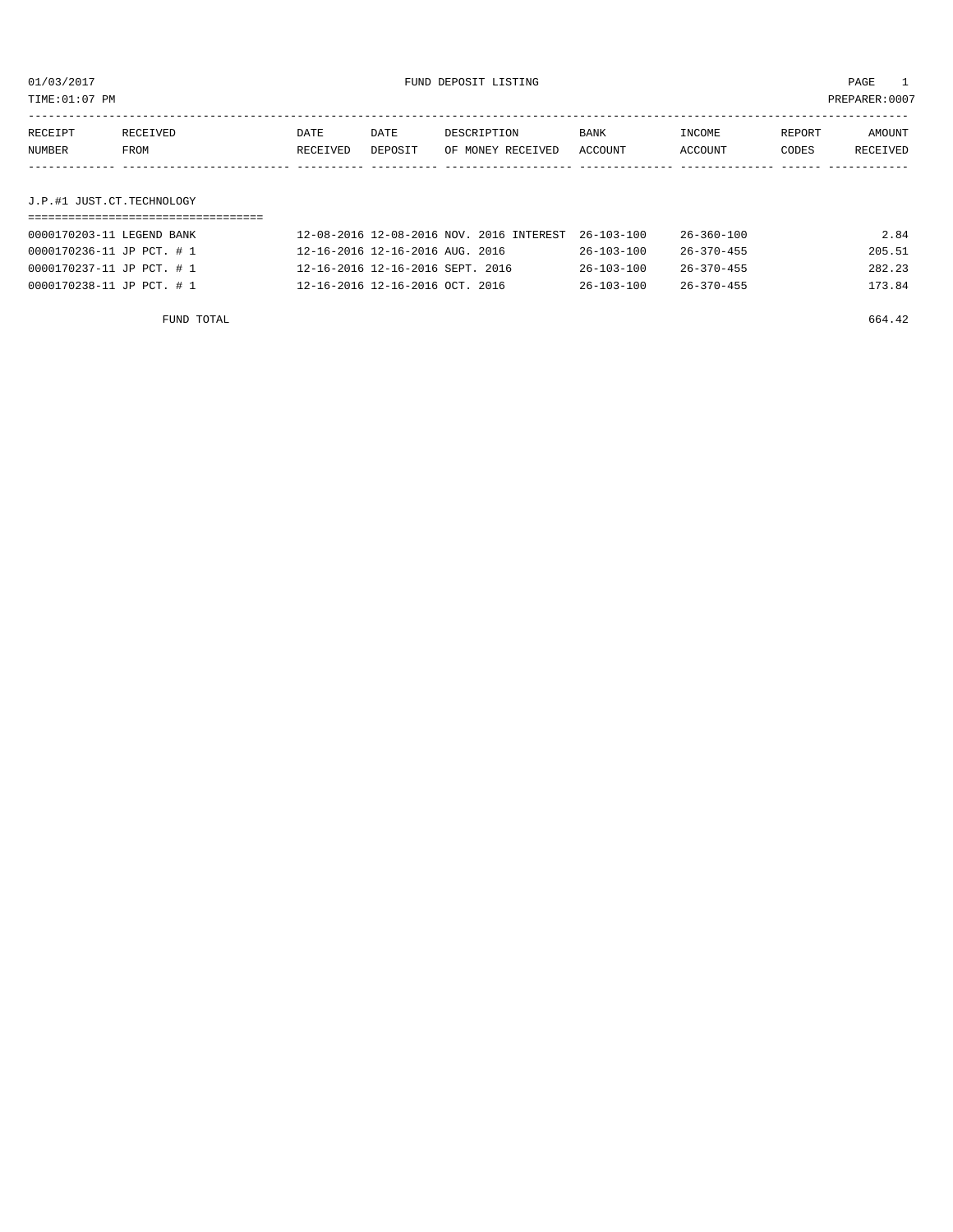01/03/2017 FUND DEPOSIT LISTING PAGE 1

TIME:01:07 PM PREPARER:0007

| RECEIPT NUMBER | RECEIVED FROM | DATE RECEIVED | DATE DEPOSIT | DESCRIPTION OF MONEY RECEIVED | BANK ACCOUNT | INCOME ACCOUNT | REPORT CODES | AMOUNT RECEIVED |
|---|---|---|---|---|---|---|---|---|
| **J.P.#1 JUST.CT.TECHNOLOGY** | | | | | | | | |
| 0000170203-11 | LEGEND BANK | 12-08-2016 | 12-08-2016 | NOV. 2016 INTEREST | 26-103-100 | 26-360-100 | | 2.84 |
| 0000170236-11 | JP PCT. # 1 | 12-16-2016 | 12-16-2016 | AUG. 2016 | 26-103-100 | 26-370-455 | | 205.51 |
| 0000170237-11 | JP PCT. # 1 | 12-16-2016 | 12-16-2016 | SEPT. 2016 | 26-103-100 | 26-370-455 | | 282.23 |
| 0000170238-11 | JP PCT. # 1 | 12-16-2016 | 12-16-2016 | OCT. 2016 | 26-103-100 | 26-370-455 | | 173.84 |
| | FUND TOTAL | | | | | | | 664.42 |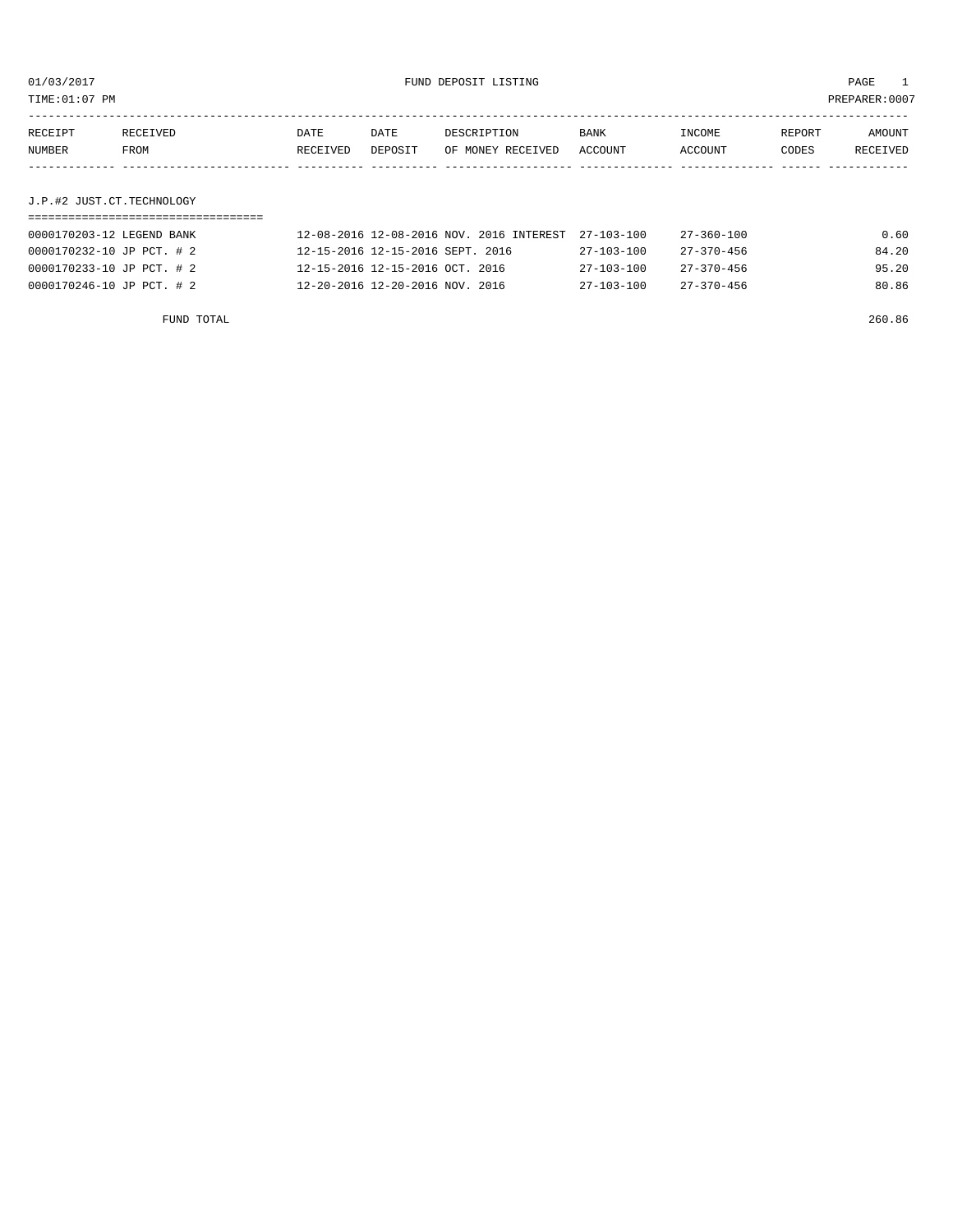01/03/2017 FUND DEPOSIT LISTING PAGE 1

TIME:01:07 PM PREPARER:0007

| RECEIPT NUMBER | RECEIVED FROM | DATE RECEIVED | DATE DEPOSIT | DESCRIPTION OF MONEY RECEIVED | BANK ACCOUNT | INCOME ACCOUNT | REPORT CODES | AMOUNT RECEIVED |
|---|---|---|---|---|---|---|---|---|

## J.P.#2 JUST.CT.TECHNOLOGY

| RECEIPT NUMBER | RECEIVED FROM | DATE RECEIVED | DATE DEPOSIT | DESCRIPTION OF MONEY RECEIVED | BANK ACCOUNT | INCOME ACCOUNT | REPORT CODES | AMOUNT RECEIVED |
|---|---|---|---|---|---|---|---|---|
| 0000170203-12 | LEGEND BANK | 12-08-2016 | 12-08-2016 | NOV. 2016 INTEREST | 27-103-100 | 27-360-100 | | 0.60 |
| 0000170232-10 | JP PCT. # 2 | 12-15-2016 | 12-15-2016 | SEPT. 2016 | 27-103-100 | 27-370-456 | | 84.20 |
| 0000170233-10 | JP PCT. # 2 | 12-15-2016 | 12-15-2016 | OCT. 2016 | 27-103-100 | 27-370-456 | | 95.20 |
| 0000170246-10 | JP PCT. # 2 | 12-20-2016 | 12-20-2016 | NOV. 2016 | 27-103-100 | 27-370-456 | | 80.86 |

FUND TOTAL 260.86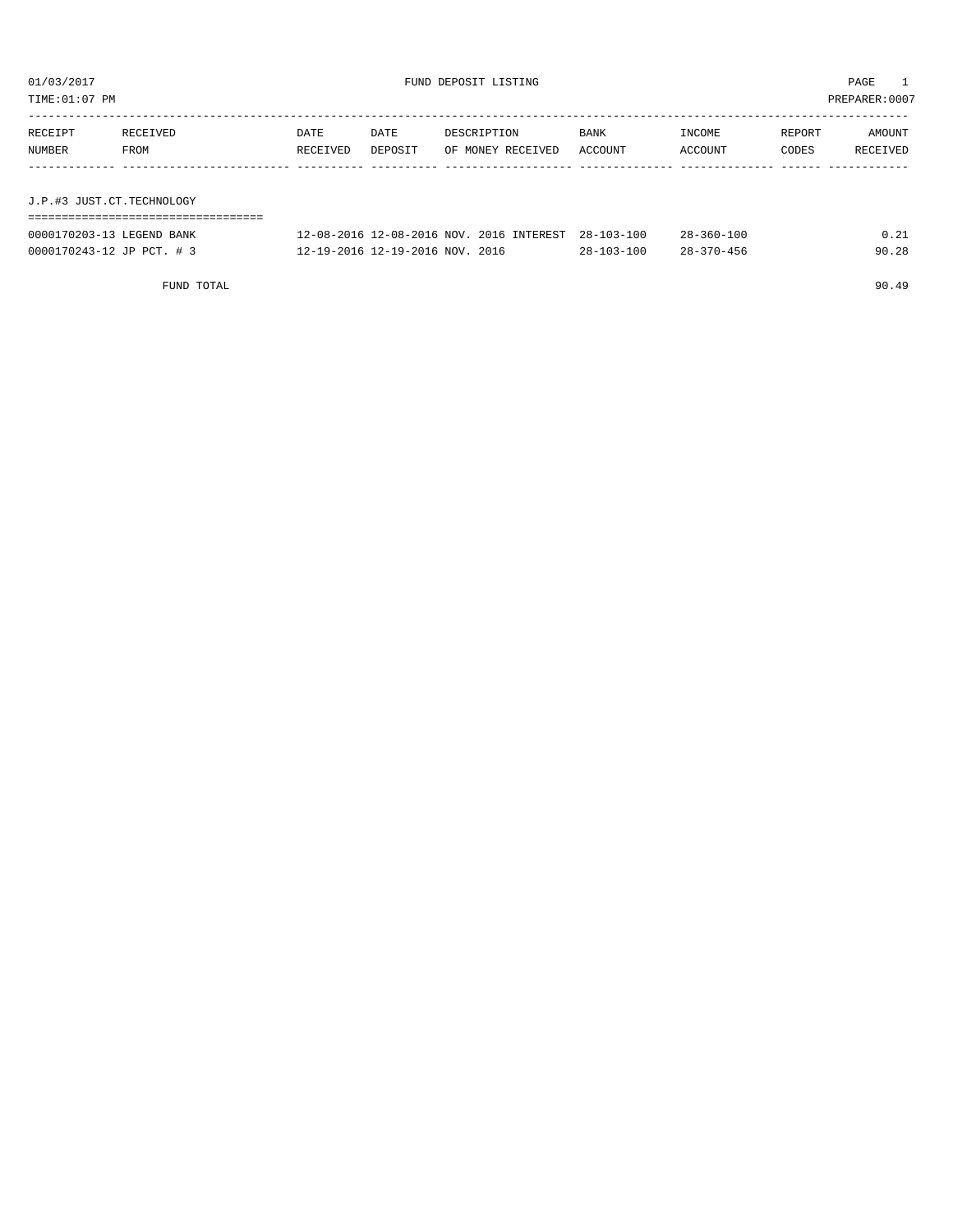01/03/2017 FUND DEPOSIT LISTING PAGE 1

TIME:01:07 PM PREPARER:0007

| RECEIPT NUMBER | RECEIVED FROM | DATE RECEIVED | DATE DEPOSIT | DESCRIPTION OF MONEY RECEIVED | BANK ACCOUNT | INCOME ACCOUNT | REPORT CODES | AMOUNT RECEIVED |
|---|---|---|---|---|---|---|---|---|

## J.P.#3 JUST.CT.TECHNOLOGY

| RECEIPT NUMBER | RECEIVED FROM | DATE RECEIVED | DATE DEPOSIT | DESCRIPTION OF MONEY RECEIVED | BANK ACCOUNT | INCOME ACCOUNT | REPORT CODES | AMOUNT RECEIVED |
|---|---|---|---|---|---|---|---|---|
| 0000170203-13 | LEGEND BANK | 12-08-2016 | 12-08-2016 | NOV. 2016 INTEREST | 28-103-100 | 28-360-100 | | 0.21 |
| 0000170243-12 | JP PCT. # 3 | 12-19-2016 | 12-19-2016 | NOV. 2016 | 28-103-100 | 28-370-456 | | 90.28 |
| | FUND TOTAL | | | | | | | 90.49 |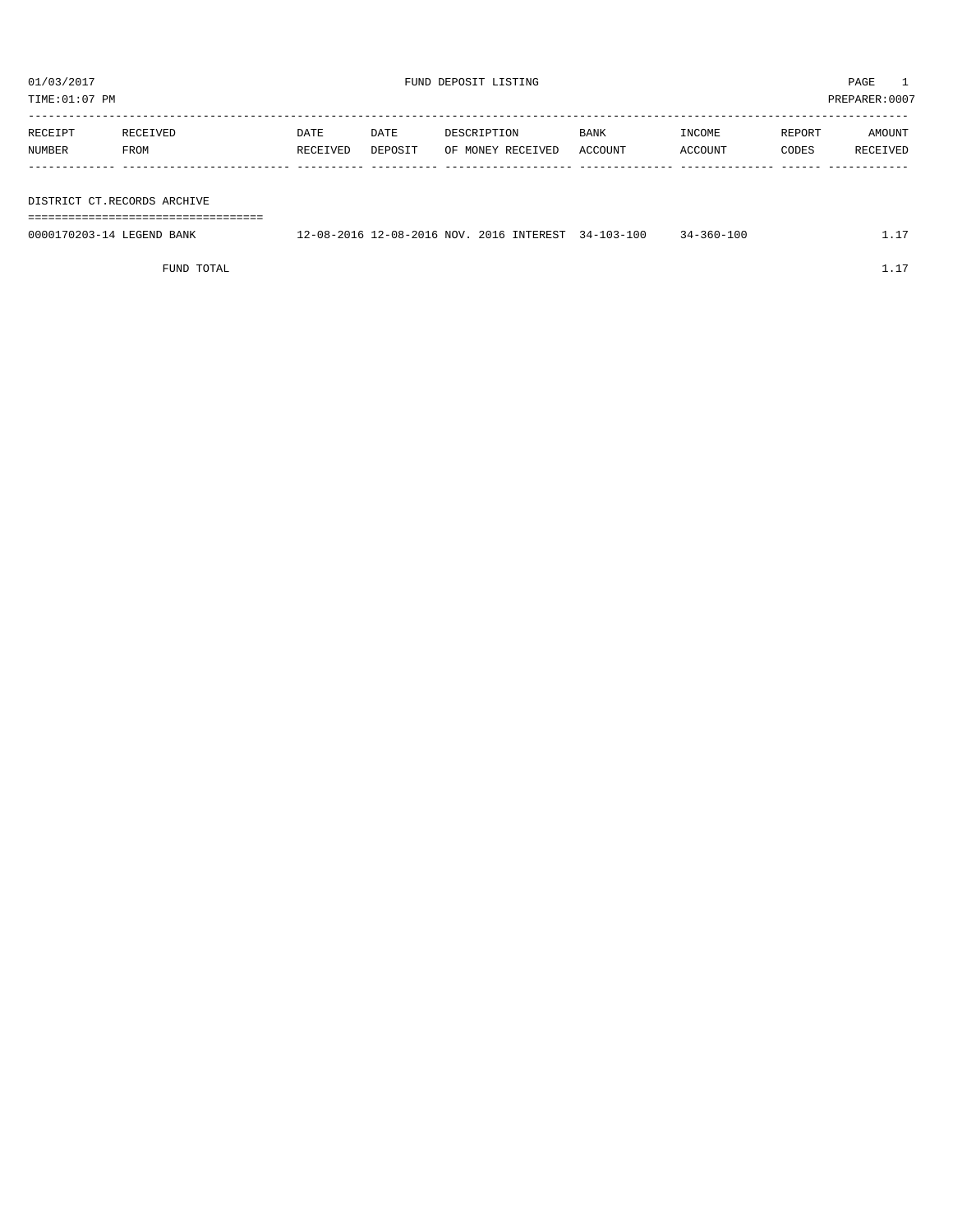FUND DEPOSIT LISTING

TIME:01:07 PM

PREPARER:0007

01/03/2017

| RECEIPT NUMBER | RECEIVED FROM | DATE RECEIVED | DATE DEPOSIT | DESCRIPTION OF MONEY RECEIVED | BANK ACCOUNT | INCOME ACCOUNT | REPORT CODES | AMOUNT RECEIVED |
|---|---|---|---|---|---|---|---|---|
| **DISTRICT CT.RECORDS ARCHIVE** | | | | | | | | |
| 0000170203-14 | LEGEND BANK | 12-08-2016 | 12-08-2016 | NOV. 2016 INTEREST | 34-103-100 | 34-360-100 | | 1.17 |
| | FUND TOTAL | | | | | | | 1.17 |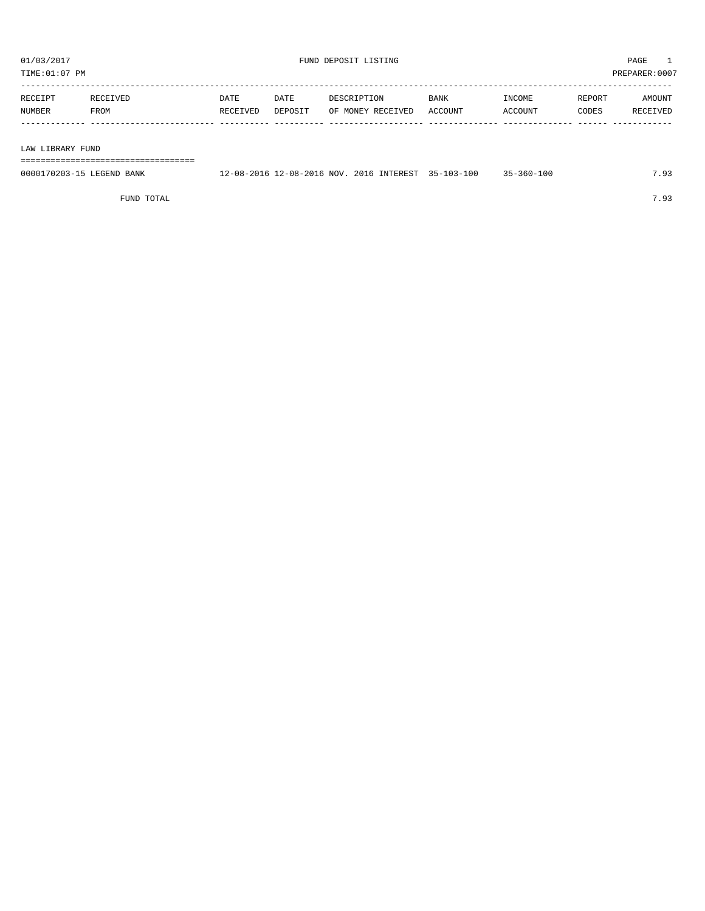01/03/2017 FUND DEPOSIT LISTING PAGE 1

TIME:01:07 PM PREPARER:0007

| RECEIPT NUMBER | RECEIVED FROM | DATE RECEIVED | DATE DEPOSIT | DESCRIPTION OF MONEY RECEIVED | BANK ACCOUNT | INCOME ACCOUNT | REPORT CODES | AMOUNT RECEIVED |
|---|---|---|---|---|---|---|---|---|
| **LAW LIBRARY FUND** | | | | | | | | |
| 0000170203-15 | LEGEND BANK | 12-08-2016 | 12-08-2016 | NOV. 2016 INTEREST | 35-103-100 | 35-360-100 | | 7.93 |
| | FUND TOTAL | | | | | | | 7.93 |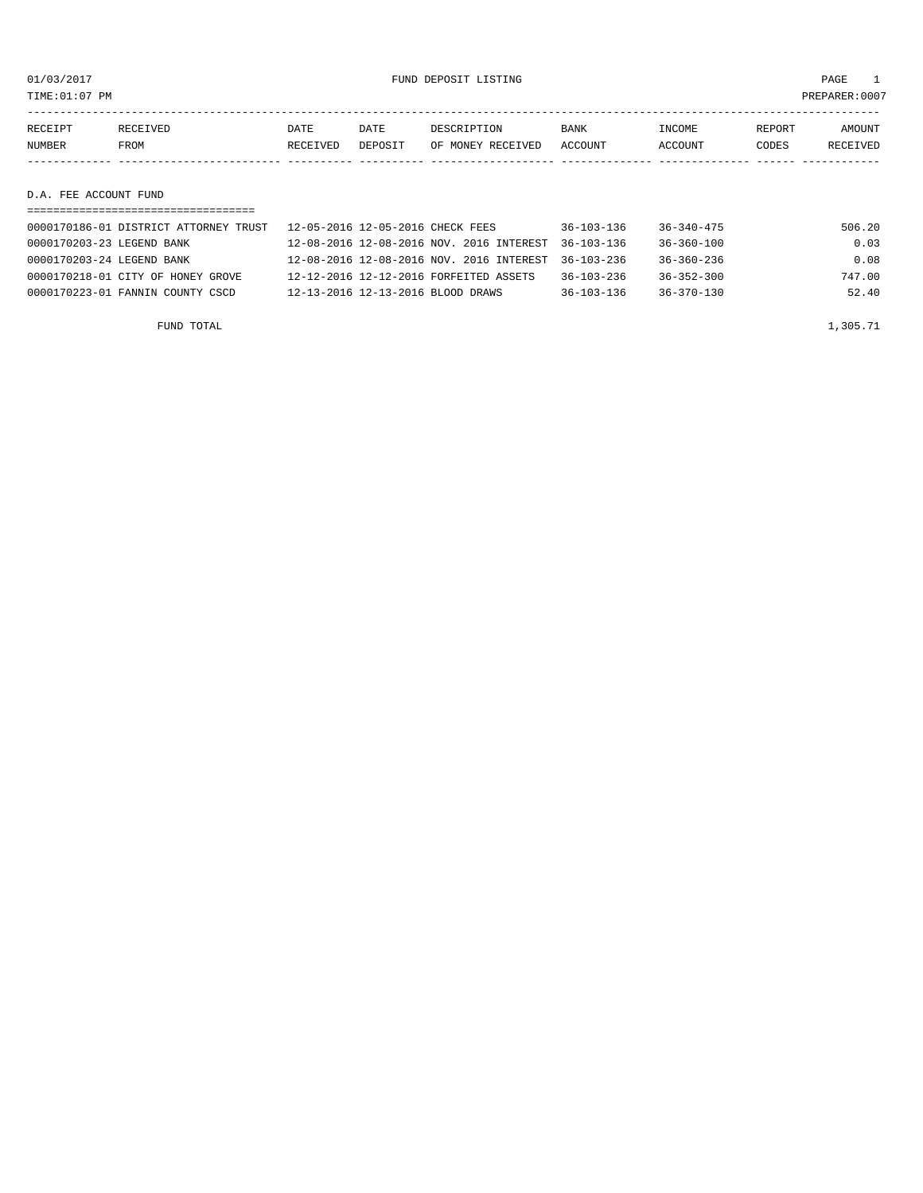01/03/2017 FUND DEPOSIT LISTING

TIME:01:07 PM PREPARER:0007

| RECEIPT NUMBER | RECEIVED FROM | DATE RECEIVED | DATE DEPOSIT | DESCRIPTION OF MONEY RECEIVED | BANK ACCOUNT | INCOME ACCOUNT | REPORT CODES | AMOUNT RECEIVED |
|---|---|---|---|---|---|---|---|---|

## D.A. FEE ACCOUNT FUND

| RECEIPT NUMBER | RECEIVED FROM | DATE RECEIVED | DATE DEPOSIT | DESCRIPTION OF MONEY RECEIVED | BANK ACCOUNT | INCOME ACCOUNT | REPORT CODES | AMOUNT RECEIVED |
|---|---|---|---|---|---|---|---|---|
| 0000170186-01 | DISTRICT ATTORNEY TRUST | 12-05-2016 | 12-05-2016 | CHECK FEES | 36-103-136 | 36-340-475 | | 506.20 |
| 0000170203-23 | LEGEND BANK | 12-08-2016 | 12-08-2016 | NOV. 2016 INTEREST | 36-103-136 | 36-360-100 | | 0.03 |
| 0000170203-24 | LEGEND BANK | 12-08-2016 | 12-08-2016 | NOV. 2016 INTEREST | 36-103-236 | 36-360-236 | | 0.08 |
| 0000170218-01 | CITY OF HONEY GROVE | 12-12-2016 | 12-12-2016 | FORFEITED ASSETS | 36-103-236 | 36-352-300 | | 747.00 |
| 0000170223-01 | FANNIN COUNTY CSCD | 12-13-2016 | 12-13-2016 | BLOOD DRAWS | 36-103-136 | 36-370-130 | | 52.40 |
| | FUND TOTAL | | | | | | | 1,305.71 |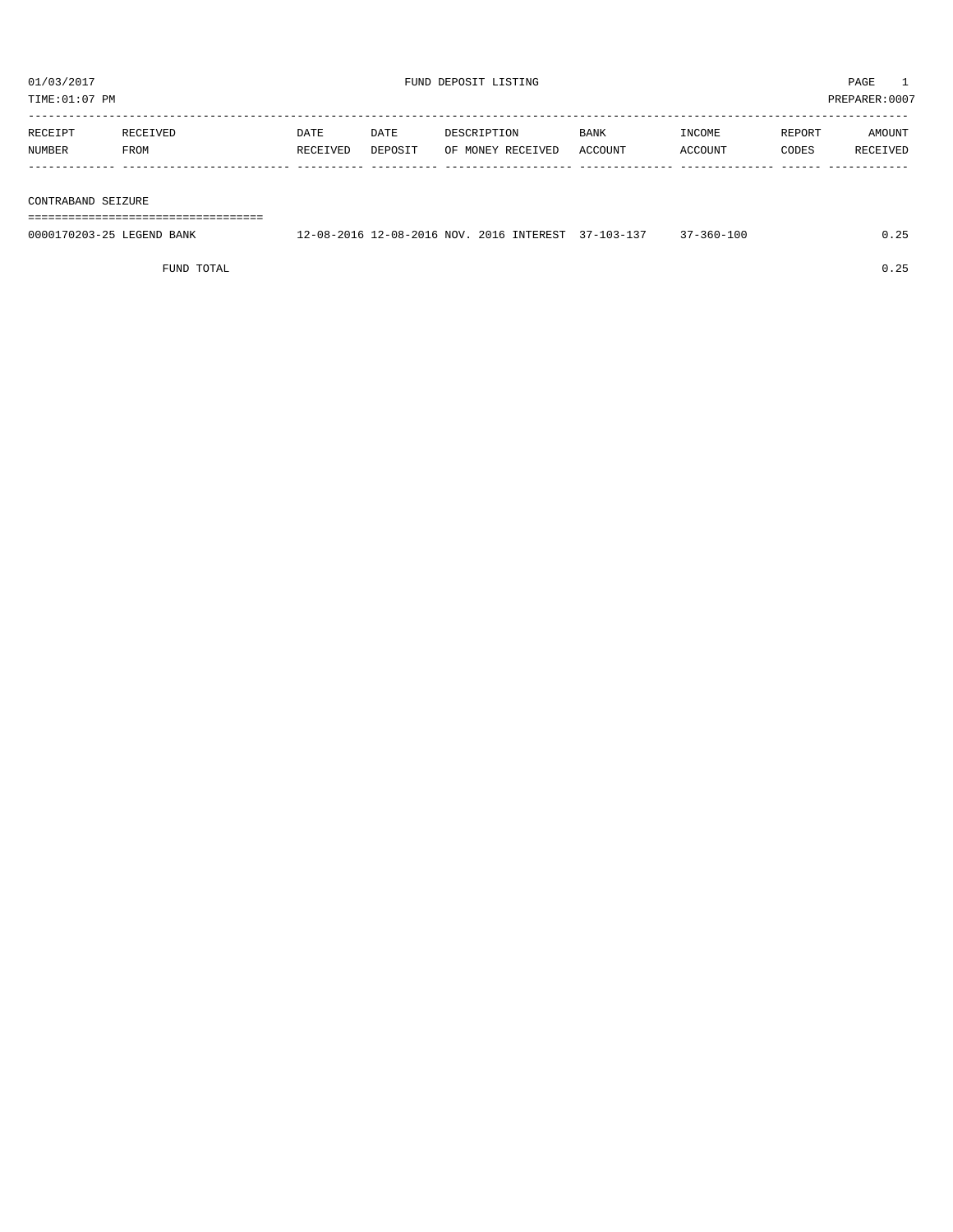01/03/2017 FUND DEPOSIT LISTING

TIME:01:07 PM PREPARER:0007

| RECEIPT NUMBER | RECEIVED FROM | DATE RECEIVED | DATE DEPOSIT | DESCRIPTION OF MONEY RECEIVED | BANK ACCOUNT | INCOME ACCOUNT | REPORT CODES | AMOUNT RECEIVED |
|---|---|---|---|---|---|---|---|---|
| **CONTRABAND SEIZURE** | | | | | | | | |
| 0000170203-25 | LEGEND BANK | 12-08-2016 | 12-08-2016 | NOV. 2016 INTEREST | 37-103-137 | 37-360-100 | | 0.25 |
| | FUND TOTAL | | | | | | | 0.25 |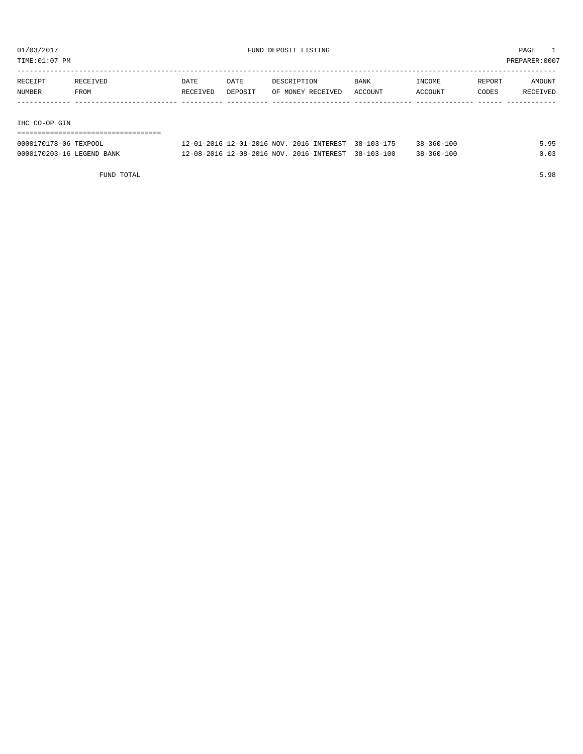01/03/2017 FUND DEPOSIT LISTING PAGE 1

TIME:01:07 PM PREPARER:0007

| RECEIPT NUMBER | RECEIVED FROM | DATE RECEIVED | DATE DEPOSIT | DESCRIPTION OF MONEY RECEIVED | BANK ACCOUNT | INCOME ACCOUNT | REPORT CODES | AMOUNT RECEIVED |
|---|---|---|---|---|---|---|---|---|
| **IHC CO-OP GIN** | | | | | | | | |
| 0000170178-06 | TEXPOOL | 12-01-2016 | 12-01-2016 | NOV. 2016 INTEREST | 38-103-175 | 38-360-100 | | 5.95 |
| 0000170203-16 | LEGEND BANK | 12-08-2016 | 12-08-2016 | NOV. 2016 INTEREST | 38-103-100 | 38-360-100 | | 0.03 |
| | FUND TOTAL | | | | | | | 5.98 |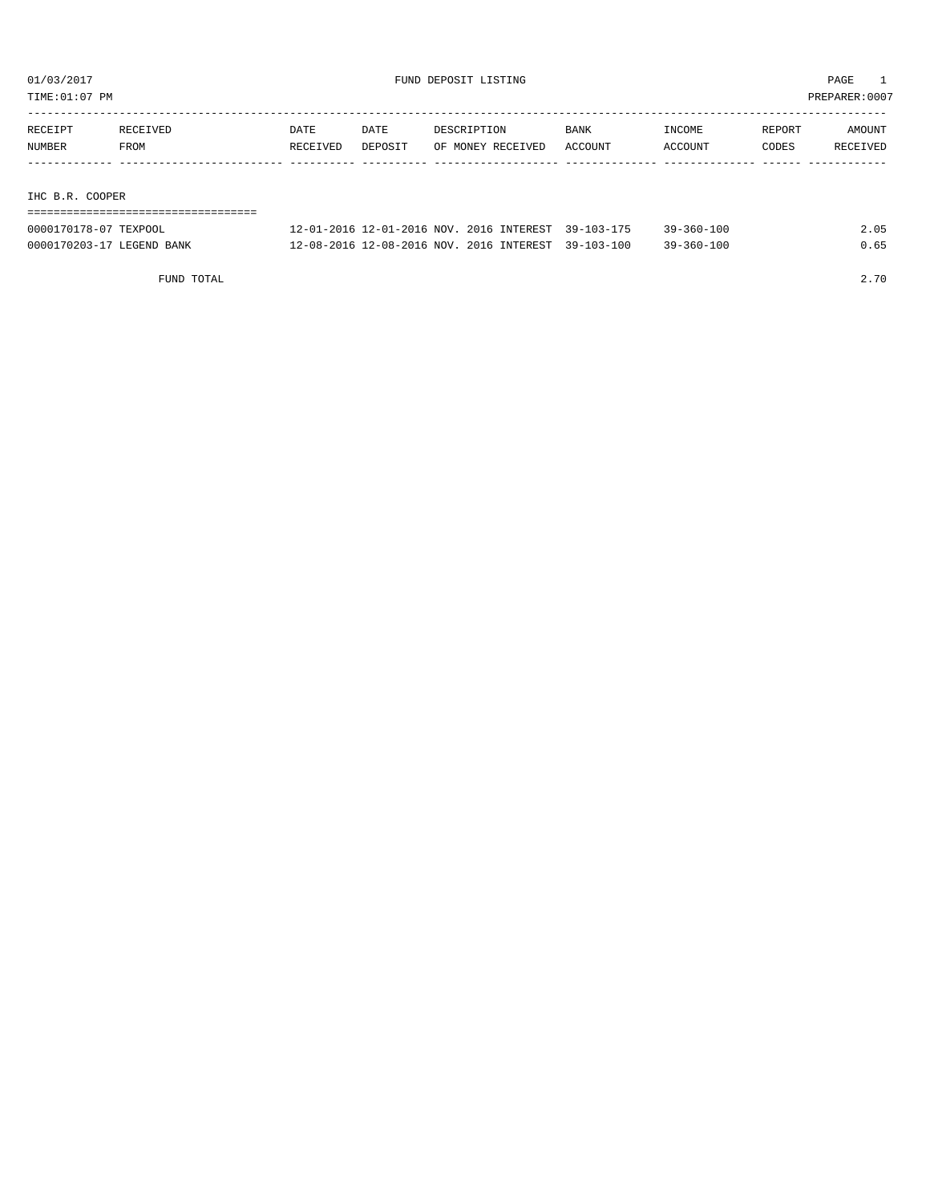01/03/2017 FUND DEPOSIT LISTING PAGE 1

TIME:01:07 PM PREPARER:0007

| RECEIPT NUMBER | RECEIVED FROM | DATE RECEIVED | DATE DEPOSIT | DESCRIPTION OF MONEY RECEIVED | BANK ACCOUNT | INCOME ACCOUNT | REPORT CODES | AMOUNT RECEIVED |
|---|---|---|---|---|---|---|---|---|
| **IHC B.R. COOPER** | | | | | | | | |
| 0000170178-07 | TEXPOOL | 12-01-2016 | 12-01-2016 | NOV. 2016 INTEREST | 39-103-175 | 39-360-100 | | 2.05 |
| 0000170203-17 | LEGEND BANK | 12-08-2016 | 12-08-2016 | NOV. 2016 INTEREST | 39-103-100 | 39-360-100 | | 0.65 |
| | FUND TOTAL | | | | | | | 2.70 |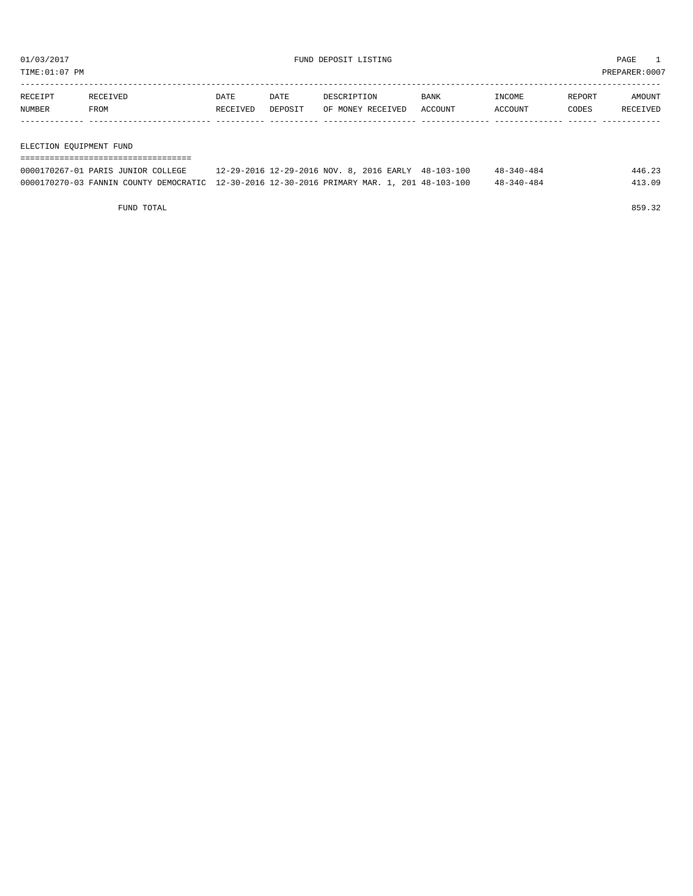01/03/2017 FUND DEPOSIT LISTING

TIME:01:07 PM PREPARER:0007

| RECEIPT NUMBER | RECEIVED FROM | DATE RECEIVED | DATE DEPOSIT | DESCRIPTION OF MONEY RECEIVED | BANK ACCOUNT | INCOME ACCOUNT | REPORT CODES | AMOUNT RECEIVED |
|---|---|---|---|---|---|---|---|---|

ELECTION EQUIPMENT FUND

| RECEIPT NUMBER | RECEIVED FROM | DATE RECEIVED | DATE DEPOSIT | DESCRIPTION OF MONEY RECEIVED | BANK ACCOUNT | INCOME ACCOUNT | REPORT CODES | AMOUNT RECEIVED |
|---|---|---|---|---|---|---|---|---|
| 0000170267-01 | PARIS JUNIOR COLLEGE | 12-29-2016 | 12-29-2016 | NOV. 8, 2016 EARLY | 48-103-100 | 48-340-484 | | 446.23 |
| 0000170270-03 | FANNIN COUNTY DEMOCRATIC | 12-30-2016 | 12-30-2016 | PRIMARY MAR. 1, 201 | 48-103-100 | 48-340-484 | | 413.09 |
| | FUND TOTAL | | | | | | | 859.32 |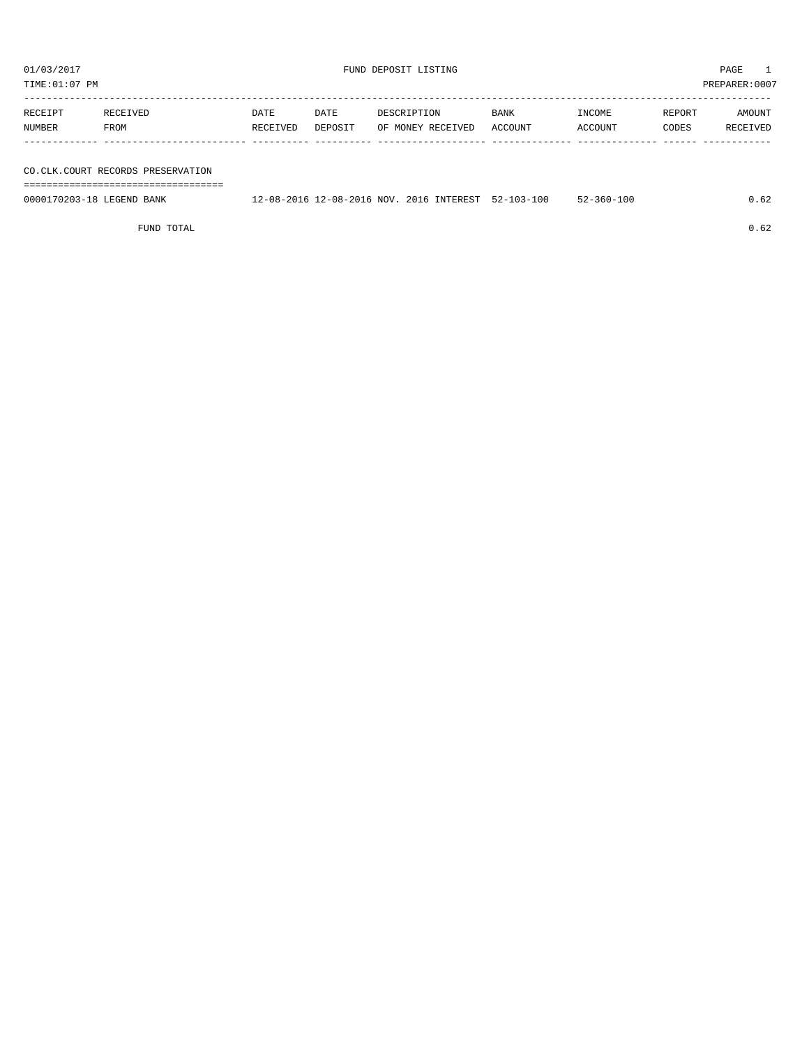FUND DEPOSIT LISTING

| RECEIPT NUMBER | RECEIVED FROM | DATE RECEIVED | DATE DEPOSIT | DESCRIPTION OF MONEY RECEIVED | BANK ACCOUNT | INCOME ACCOUNT | REPORT CODES | AMOUNT RECEIVED |
|---|---|---|---|---|---|---|---|---|
| **CO.CLK.COURT RECORDS PRESERVATION** | | | | | | | | |
| 0000170203-18 | LEGEND BANK | 12-08-2016 | 12-08-2016 | NOV. 2016 INTEREST | 52-103-100 | 52-360-100 | | 0.62 |
| | FUND TOTAL | | | | | | | 0.62 |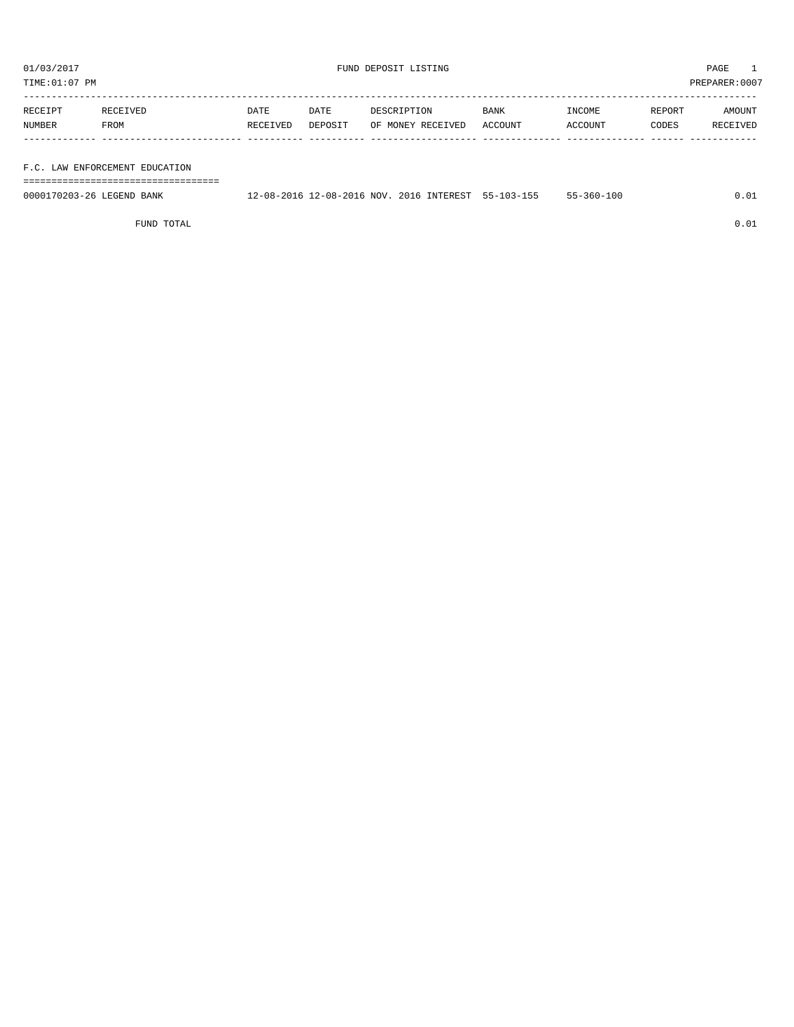01/03/2017 FUND DEPOSIT LISTING PAGE 1

TIME:01:07 PM PREPARER:0007

| RECEIPT NUMBER | RECEIVED FROM | DATE RECEIVED | DATE DEPOSIT | DESCRIPTION OF MONEY RECEIVED | BANK ACCOUNT | INCOME ACCOUNT | REPORT CODES | AMOUNT RECEIVED |
|---|---|---|---|---|---|---|---|---|
| **F.C. LAW ENFORCEMENT EDUCATION** | | | | | | | | |
| 0000170203-26 | LEGEND BANK | 12-08-2016 | 12-08-2016 | NOV. 2016 INTEREST | 55-103-155 | 55-360-100 | | 0.01 |
| | FUND TOTAL | | | | | | | 0.01 |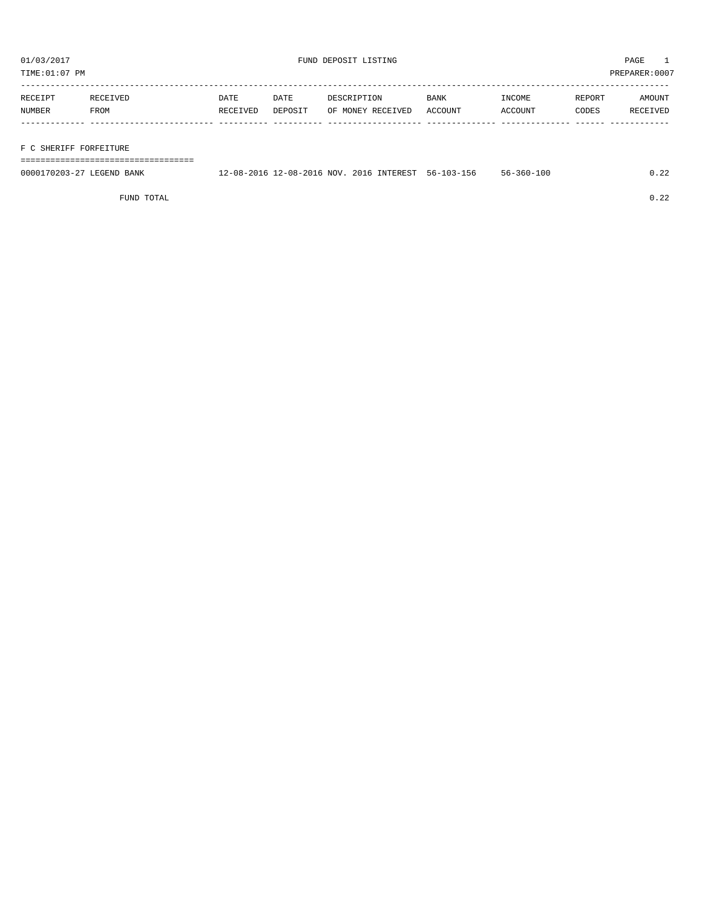01/03/2017 FUND DEPOSIT LISTING

TIME:01:07 PM PREPARER:0007

| RECEIPT NUMBER | RECEIVED FROM | DATE RECEIVED | DATE DEPOSIT | DESCRIPTION OF MONEY RECEIVED | BANK ACCOUNT | INCOME ACCOUNT | REPORT CODES | AMOUNT RECEIVED |
|---|---|---|---|---|---|---|---|---|
| **F C SHERIFF FORFEITURE** | | | | | | | | |
| 0000170203-27 | LEGEND BANK | 12-08-2016 | 12-08-2016 | NOV. 2016 INTEREST | 56-103-156 | 56-360-100 | | 0.22 |
| | FUND TOTAL | | | | | | | 0.22 |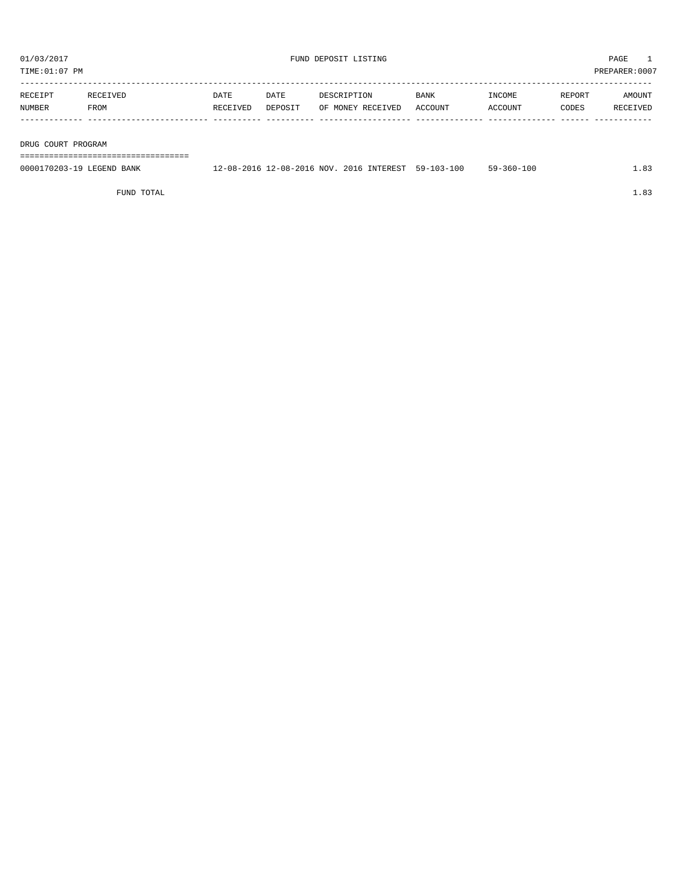01/03/2017 FUND DEPOSIT LISTING PAGE 1

TIME:01:07 PM PREPARER:0007

| RECEIPT NUMBER | RECEIVED FROM | DATE RECEIVED | DATE DEPOSIT | DESCRIPTION OF MONEY RECEIVED | BANK ACCOUNT | INCOME ACCOUNT | REPORT CODES | AMOUNT RECEIVED |
|---|---|---|---|---|---|---|---|---|
| **DRUG COURT PROGRAM** | | | | | | | | |
| 0000170203-19 | LEGEND BANK | 12-08-2016 | 12-08-2016 | NOV. 2016 INTEREST | 59-103-100 | 59-360-100 | | 1.83 |
| | FUND TOTAL | | | | | | | 1.83 |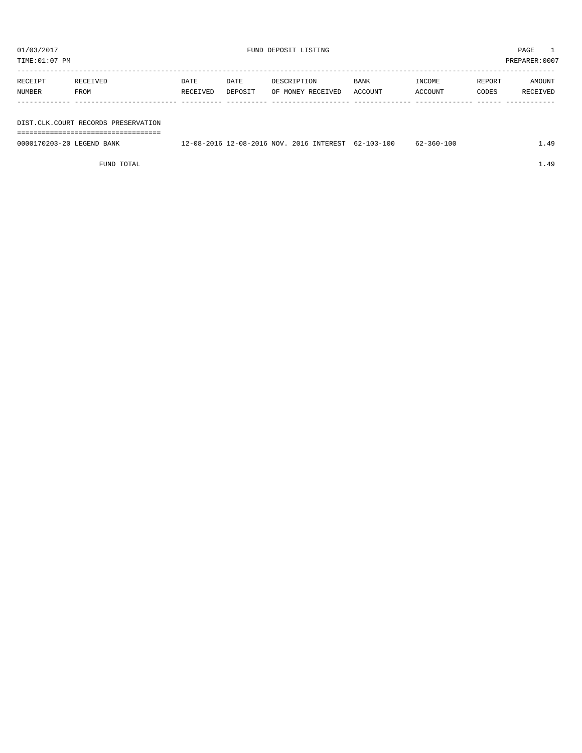01/03/2017 FUND DEPOSIT LISTING PAGE 1

TIME:01:07 PM PREPARER:0007

| RECEIPT NUMBER | RECEIVED FROM | DATE RECEIVED | DATE DEPOSIT | DESCRIPTION OF MONEY RECEIVED | BANK ACCOUNT | INCOME ACCOUNT | REPORT CODES | AMOUNT RECEIVED |
|---|---|---|---|---|---|---|---|---|
| **DIST.CLK.COURT RECORDS PRESERVATION** | | | | | | | | |
| 0000170203-20 | LEGEND BANK | 12-08-2016 | 12-08-2016 | NOV. 2016 INTEREST | 62-103-100 | 62-360-100 | | 1.49 |
| | FUND TOTAL | | | | | | | 1.49 |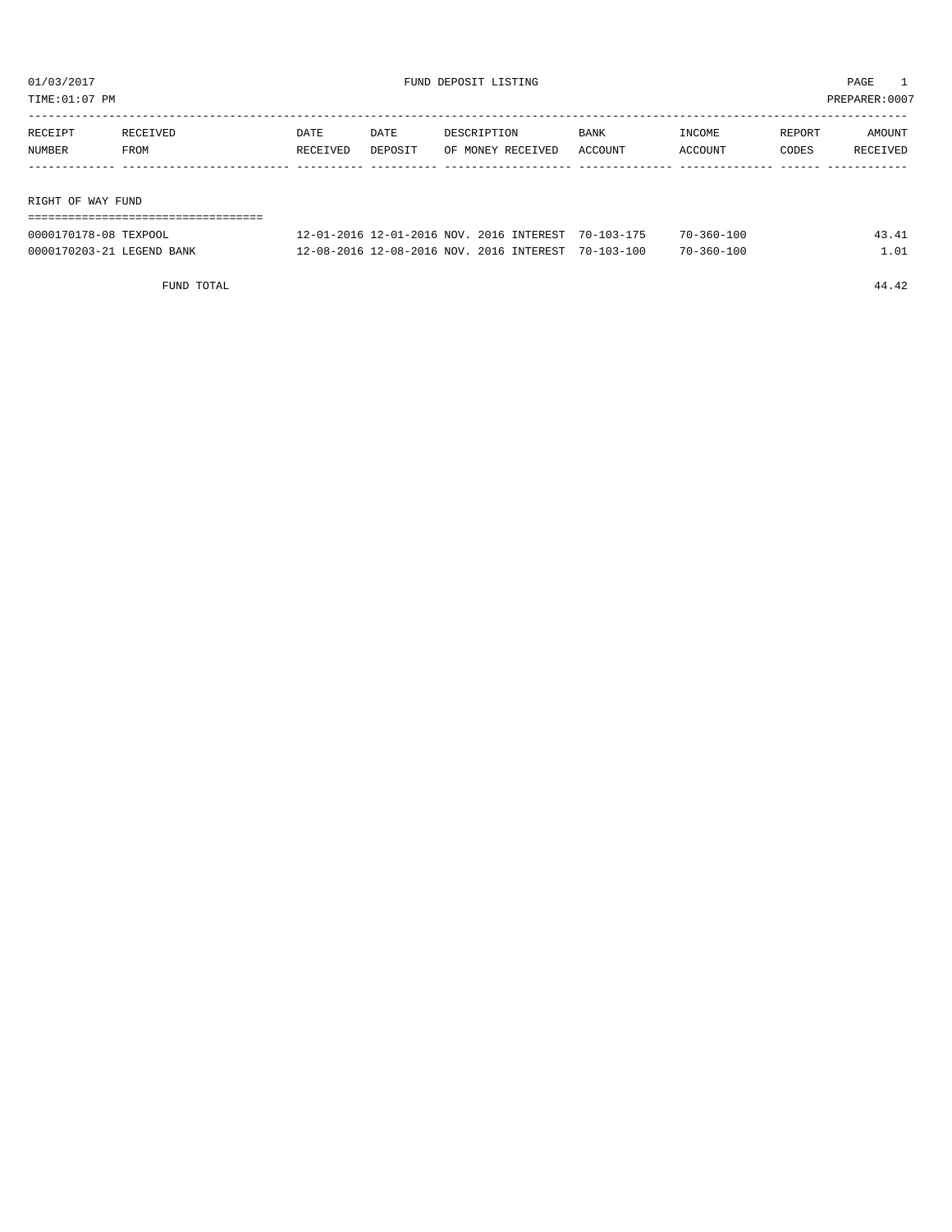01/03/2017 FUND DEPOSIT LISTING PAGE 1

TIME:01:07 PM PREPARER:0007

| RECEIPT NUMBER | RECEIVED FROM | DATE RECEIVED | DATE DEPOSIT | DESCRIPTION OF MONEY RECEIVED | BANK ACCOUNT | INCOME ACCOUNT | REPORT CODES | AMOUNT RECEIVED |
|---|---|---|---|---|---|---|---|---|

## RIGHT OF WAY FUND

| RECEIPT NUMBER | RECEIVED FROM | DATE RECEIVED | DATE DEPOSIT | DESCRIPTION OF MONEY RECEIVED | BANK ACCOUNT | INCOME ACCOUNT | REPORT CODES | AMOUNT RECEIVED |
|---|---|---|---|---|---|---|---|---|
| 0000170178-08 | TEXPOOL | 12-01-2016 | 12-01-2016 | NOV. 2016 INTEREST | 70-103-175 | 70-360-100 | | 43.41 |
| 0000170203-21 | LEGEND BANK | 12-08-2016 | 12-08-2016 | NOV. 2016 INTEREST | 70-103-100 | 70-360-100 | | 1.01 |
| | FUND TOTAL | | | | | | | 44.42 |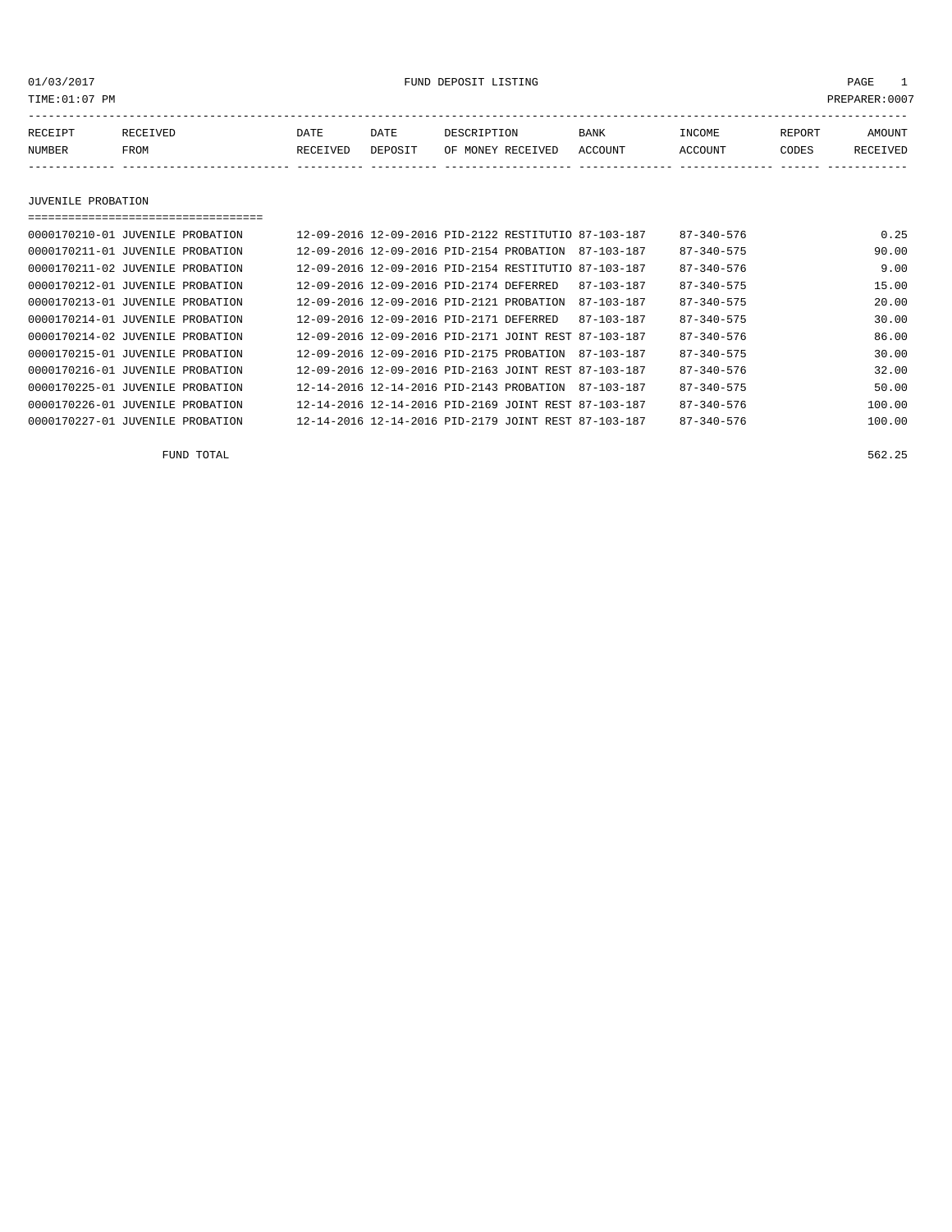01/03/2017 FUND DEPOSIT LISTING PAGE 1

TIME:01:07 PM PREPARER:0007

| RECEIPT NUMBER | RECEIVED FROM | DATE RECEIVED | DATE DEPOSIT | DESCRIPTION OF MONEY RECEIVED | BANK ACCOUNT | INCOME ACCOUNT | REPORT CODES | AMOUNT RECEIVED |
|---|---|---|---|---|---|---|---|---|
| **JUVENILE PROBATION** | | | | | | | | |
| 0000170210-01 | JUVENILE PROBATION | 12-09-2016 | 12-09-2016 | PID-2122 RESTITUTIO | 87-103-187 | 87-340-576 | | 0.25 |
| 0000170211-01 | JUVENILE PROBATION | 12-09-2016 | 12-09-2016 | PID-2154 PROBATION | 87-103-187 | 87-340-575 | | 90.00 |
| 0000170211-02 | JUVENILE PROBATION | 12-09-2016 | 12-09-2016 | PID-2154 RESTITUTIO | 87-103-187 | 87-340-576 | | 9.00 |
| 0000170212-01 | JUVENILE PROBATION | 12-09-2016 | 12-09-2016 | PID-2174 DEFERRED | 87-103-187 | 87-340-575 | | 15.00 |
| 0000170213-01 | JUVENILE PROBATION | 12-09-2016 | 12-09-2016 | PID-2121 PROBATION | 87-103-187 | 87-340-575 | | 20.00 |
| 0000170214-01 | JUVENILE PROBATION | 12-09-2016 | 12-09-2016 | PID-2171 DEFERRED | 87-103-187 | 87-340-575 | | 30.00 |
| 0000170214-02 | JUVENILE PROBATION | 12-09-2016 | 12-09-2016 | PID-2171 JOINT REST | 87-103-187 | 87-340-576 | | 86.00 |
| 0000170215-01 | JUVENILE PROBATION | 12-09-2016 | 12-09-2016 | PID-2175 PROBATION | 87-103-187 | 87-340-575 | | 30.00 |
| 0000170216-01 | JUVENILE PROBATION | 12-09-2016 | 12-09-2016 | PID-2163 JOINT REST | 87-103-187 | 87-340-576 | | 32.00 |
| 0000170225-01 | JUVENILE PROBATION | 12-14-2016 | 12-14-2016 | PID-2143 PROBATION | 87-103-187 | 87-340-575 | | 50.00 |
| 0000170226-01 | JUVENILE PROBATION | 12-14-2016 | 12-14-2016 | PID-2169 JOINT REST | 87-103-187 | 87-340-576 | | 100.00 |
| 0000170227-01 | JUVENILE PROBATION | 12-14-2016 | 12-14-2016 | PID-2179 JOINT REST | 87-103-187 | 87-340-576 | | 100.00 |
| | FUND TOTAL | | | | | | | 562.25 |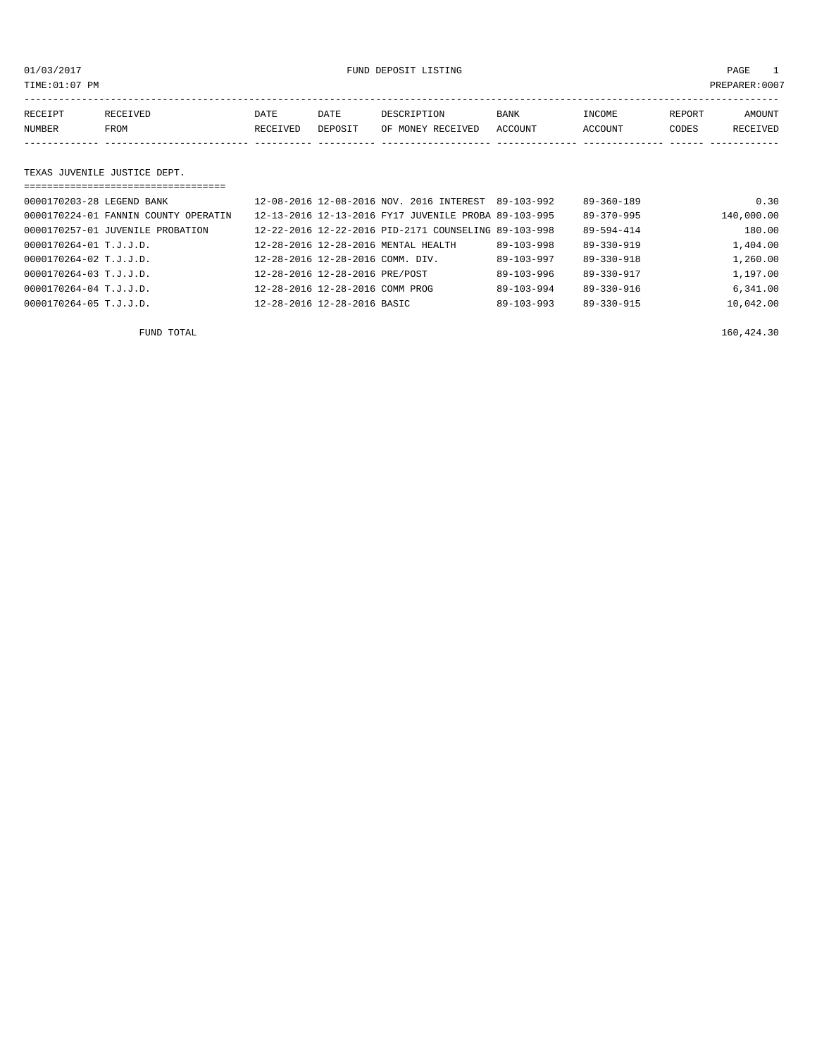01/03/2017 FUND DEPOSIT LISTING

TIME:01:07 PM PREPARER:0007

| RECEIPT NUMBER | RECEIVED FROM | DATE RECEIVED | DATE DEPOSIT | DESCRIPTION OF MONEY RECEIVED | BANK ACCOUNT | INCOME ACCOUNT | REPORT CODES | AMOUNT RECEIVED |
|---|---|---|---|---|---|---|---|---|
| **TEXAS JUVENILE JUSTICE DEPT.** | | | | | | | | |
| 0000170203-28 | LEGEND BANK | 12-08-2016 | 12-08-2016 | NOV. 2016 INTEREST | 89-103-992 | 89-360-189 | | 0.30 |
| 0000170224-01 | FANNIN COUNTY OPERATIN | 12-13-2016 | 12-13-2016 | FY17 JUVENILE PROBA | 89-103-995 | 89-370-995 | | 140,000.00 |
| 0000170257-01 | JUVENILE PROBATION | 12-22-2016 | 12-22-2016 | PID-2171 COUNSELING | 89-103-998 | 89-594-414 | | 180.00 |
| 0000170264-01 | T.J.J.D. | 12-28-2016 | 12-28-2016 | MENTAL HEALTH | 89-103-998 | 89-330-919 | | 1,404.00 |
| 0000170264-02 | T.J.J.D. | 12-28-2016 | 12-28-2016 | COMM. DIV. | 89-103-997 | 89-330-918 | | 1,260.00 |
| 0000170264-03 | T.J.J.D. | 12-28-2016 | 12-28-2016 | PRE/POST | 89-103-996 | 89-330-917 | | 1,197.00 |
| 0000170264-04 | T.J.J.D. | 12-28-2016 | 12-28-2016 | COMM PROG | 89-103-994 | 89-330-916 | | 6,341.00 |
| 0000170264-05 | T.J.J.D. | 12-28-2016 | 12-28-2016 | BASIC | 89-103-993 | 89-330-915 | | 10,042.00 |
| | FUND TOTAL | | | | | | | 160,424.30 |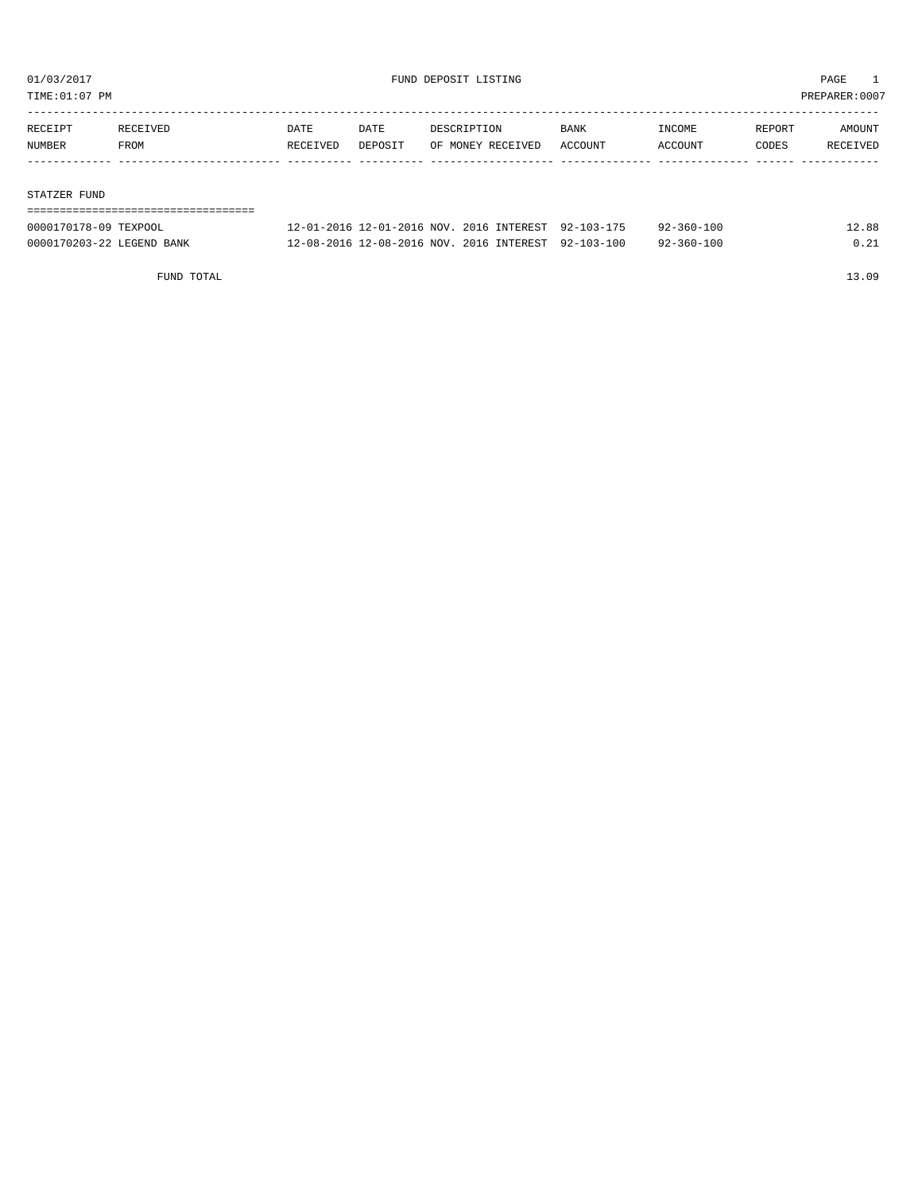# FUND DEPOSIT LISTING

01/03/2017
TIME:01:07 PM
PREPARER:0007

| RECEIPT NUMBER | RECEIVED FROM | DATE RECEIVED | DATE DEPOSIT | DESCRIPTION OF MONEY RECEIVED | BANK ACCOUNT | INCOME ACCOUNT | REPORT CODES | AMOUNT RECEIVED |
|---|---|---|---|---|---|---|---|---|

## STATZER FUND

| RECEIPT NUMBER | RECEIVED FROM | DATE RECEIVED | DATE DEPOSIT | DESCRIPTION OF MONEY RECEIVED | BANK ACCOUNT | INCOME ACCOUNT | REPORT CODES | AMOUNT RECEIVED |
|---|---|---|---|---|---|---|---|---|
| 0000170178-09 | TEXPOOL | 12-01-2016 | 12-01-2016 | NOV. 2016 INTEREST | 92-103-175 | 92-360-100 | | 12.88 |
| 0000170203-22 | LEGEND BANK | 12-08-2016 | 12-08-2016 | NOV. 2016 INTEREST | 92-103-100 | 92-360-100 | | 0.21 |
| | FUND TOTAL | | | | | | | 13.09 |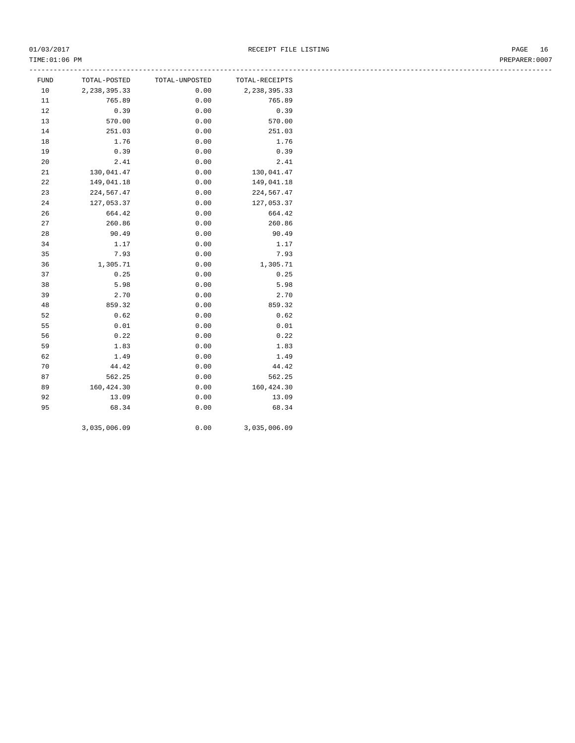01/03/2017 RECEIPT FILE LISTING PAGE 16

TIME:01:06 PM PREPARER:0007

| FUND | TOTAL-POSTED | TOTAL-UNPOSTED | TOTAL-RECEIPTS |
|---|---|---|---|
| 10 | 2,238,395.33 | 0.00 | 2,238,395.33 |
| 11 | 765.89 | 0.00 | 765.89 |
| 12 | 0.39 | 0.00 | 0.39 |
| 13 | 570.00 | 0.00 | 570.00 |
| 14 | 251.03 | 0.00 | 251.03 |
| 18 | 1.76 | 0.00 | 1.76 |
| 19 | 0.39 | 0.00 | 0.39 |
| 20 | 2.41 | 0.00 | 2.41 |
| 21 | 130,041.47 | 0.00 | 130,041.47 |
| 22 | 149,041.18 | 0.00 | 149,041.18 |
| 23 | 224,567.47 | 0.00 | 224,567.47 |
| 24 | 127,053.37 | 0.00 | 127,053.37 |
| 26 | 664.42 | 0.00 | 664.42 |
| 27 | 260.86 | 0.00 | 260.86 |
| 28 | 90.49 | 0.00 | 90.49 |
| 34 | 1.17 | 0.00 | 1.17 |
| 35 | 7.93 | 0.00 | 7.93 |
| 36 | 1,305.71 | 0.00 | 1,305.71 |
| 37 | 0.25 | 0.00 | 0.25 |
| 38 | 5.98 | 0.00 | 5.98 |
| 39 | 2.70 | 0.00 | 2.70 |
| 48 | 859.32 | 0.00 | 859.32 |
| 52 | 0.62 | 0.00 | 0.62 |
| 55 | 0.01 | 0.00 | 0.01 |
| 56 | 0.22 | 0.00 | 0.22 |
| 59 | 1.83 | 0.00 | 1.83 |
| 62 | 1.49 | 0.00 | 1.49 |
| 70 | 44.42 | 0.00 | 44.42 |
| 87 | 562.25 | 0.00 | 562.25 |
| 89 | 160,424.30 | 0.00 | 160,424.30 |
| 92 | 13.09 | 0.00 | 13.09 |
| 95 | 68.34 | 0.00 | 68.34 |
| | 3,035,006.09 | 0.00 | 3,035,006.09 |